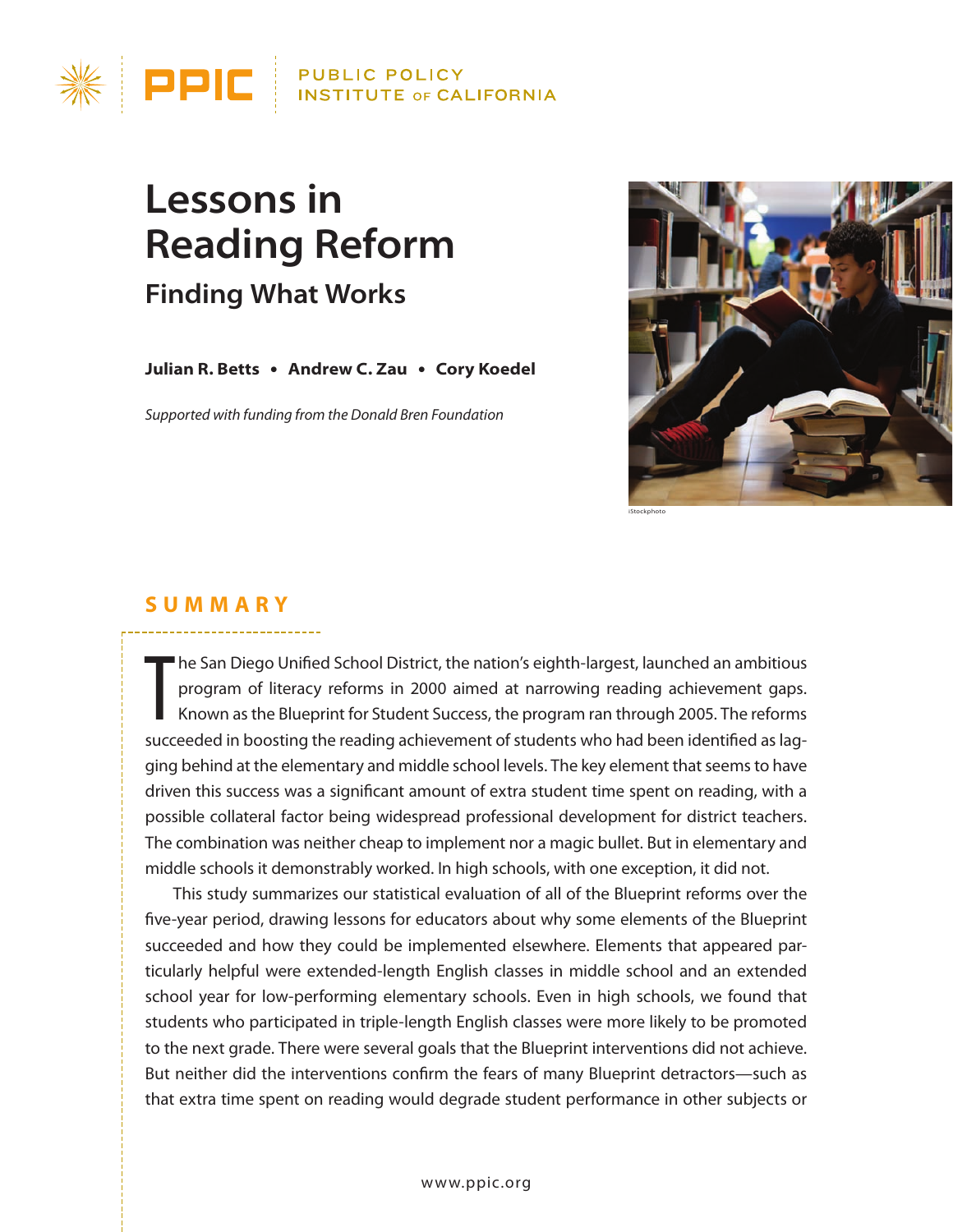PUBLIC POLICY INSTITUTE OF CALIFORNIA

# Lessons in Reading Reform

## Finding What Works

**Julian R. Betts • Andrew C. Zau • Cory Koedel**

*Supported with funding from the Donald Bren Foundation*

iStockphoto

## SUMMARY

The San Diego Unified School District, the nation's eighth-largest, launched an ambitious program of literacy reforms in 2000 aimed at narrowing reading achievement gaps. Known as the Blueprint for Student Success, the program ran through 2005. The reforms succeeded in boosting the reading achievement of students who had been identified as lagging behind at the elementary and middle school levels. The key element that seems to have driven this success was a significant amount of extra student time spent on reading, with a possible collateral factor being widespread professional development for district teachers. The combination was neither cheap to implement nor a magic bullet. But in elementary and middle schools it demonstrably worked. In high schools, with one exception, it did not.

This study summarizes our statistical evaluation of all of the Blueprint reforms over the five-year period, drawing lessons for educators about why some elements of the Blueprint succeeded and how they could be implemented elsewhere. Elements that appeared particularly helpful were extended-length English classes in middle school and an extended school year for low-performing elementary schools. Even in high schools, we found that students who participated in triple-length English classes were more likely to be promoted to the next grade. There were several goals that the Blueprint interventions did not achieve. But neither did the interventions confirm the fears of many Blueprint detractors—such as that extra time spent on reading would degrade student performance in other subjects or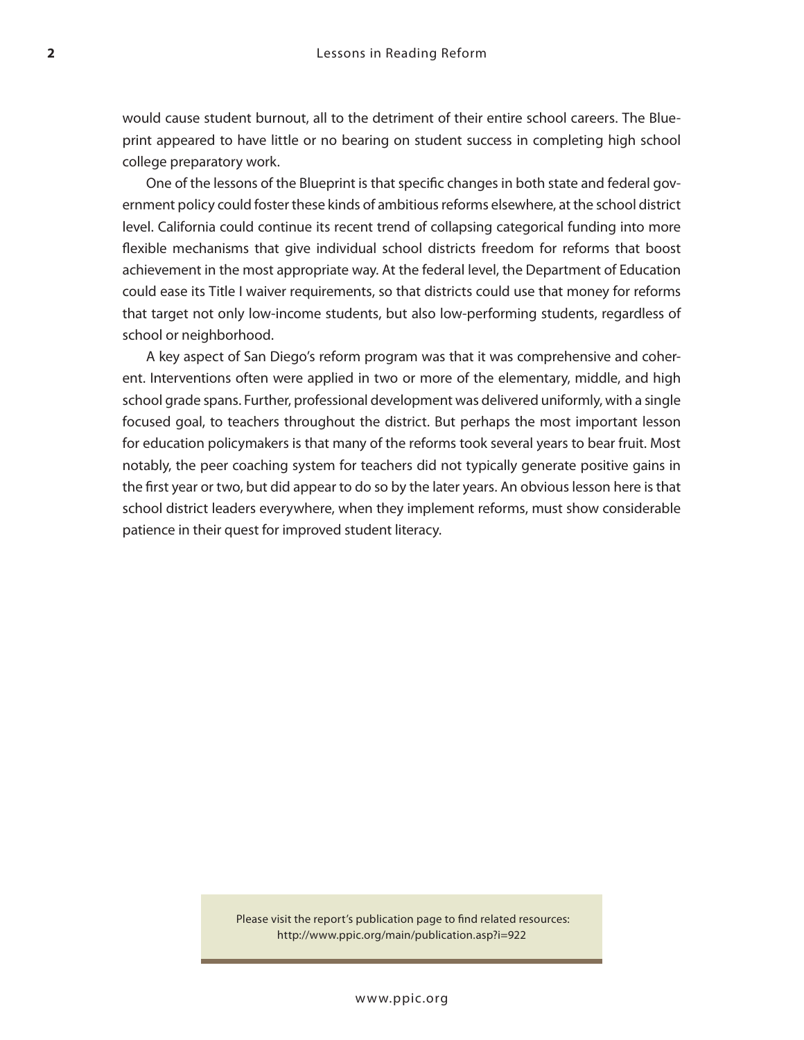would cause student burnout, all to the detriment of their entire school careers. The Blueprint appeared to have little or no bearing on student success in completing high school college preparatory work.

One of the lessons of the Blueprint is that specific changes in both state and federal government policy could foster these kinds of ambitious reforms elsewhere, at the school district level. California could continue its recent trend of collapsing categorical funding into more flexible mechanisms that give individual school districts freedom for reforms that boost achievement in the most appropriate way. At the federal level, the Department of Education could ease its Title I waiver requirements, so that districts could use that money for reforms that target not only low-income students, but also low-performing students, regardless of school or neighborhood.

A key aspect of San Diego's reform program was that it was comprehensive and coherent. Interventions often were applied in two or more of the elementary, middle, and high school grade spans. Further, professional development was delivered uniformly, with a single focused goal, to teachers throughout the district. But perhaps the most important lesson for education policymakers is that many of the reforms took several years to bear fruit. Most notably, the peer coaching system for teachers did not typically generate positive gains in the first year or two, but did appear to do so by the later years. An obvious lesson here is that school district leaders everywhere, when they implement reforms, must show considerable patience in their quest for improved student literacy.

Please visit the report's publication page to find related resources:
http://www.ppic.org/main/publication.asp?i=922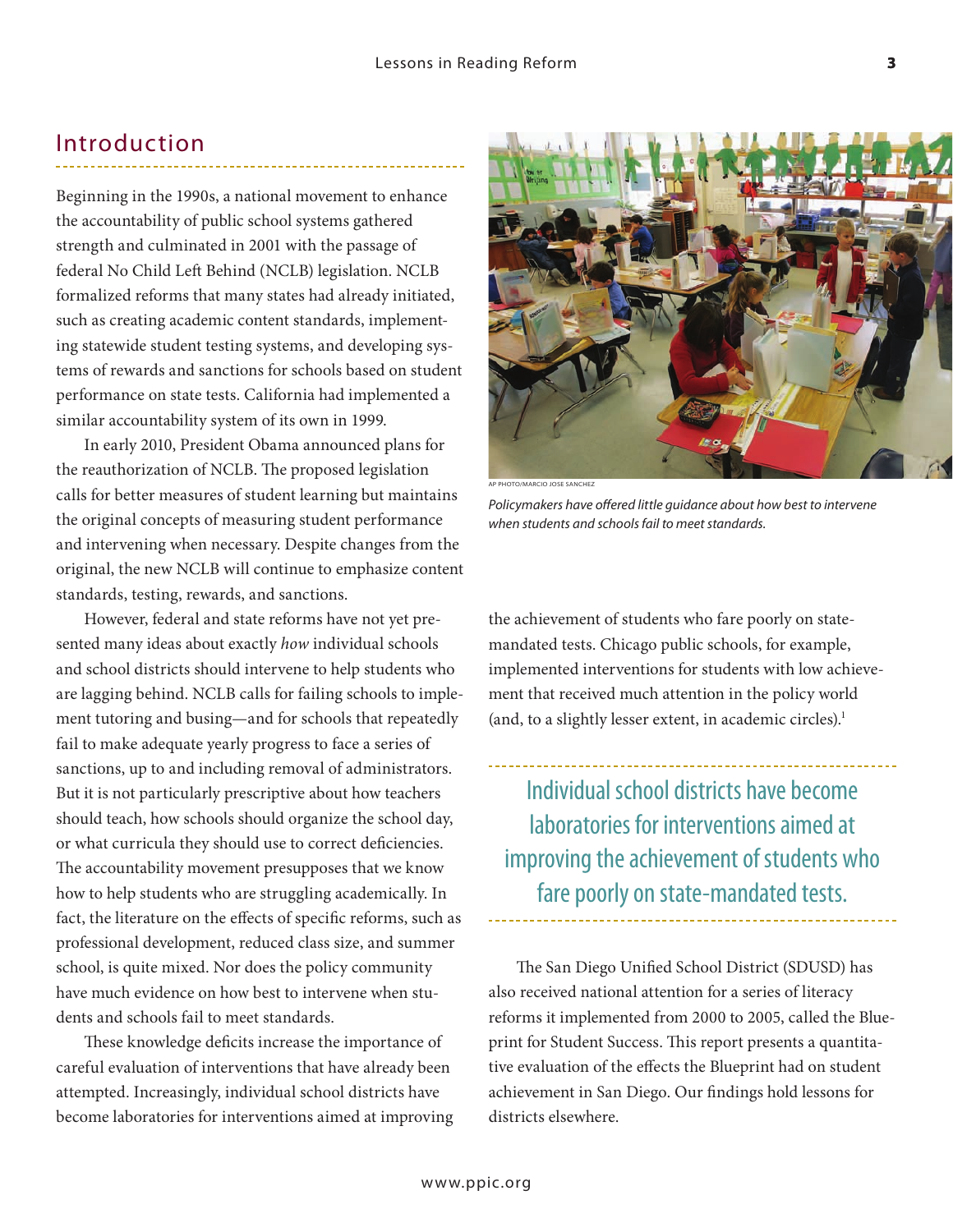## Introduction

Beginning in the 1990s, a national movement to enhance the accountability of public school systems gathered strength and culminated in 2001 with the passage of federal No Child Left Behind (NCLB) legislation. NCLB formalized reforms that many states had already initiated, such as creating academic content standards, implementing statewide student testing systems, and developing systems of rewards and sanctions for schools based on student performance on state tests. California had implemented a similar accountability system of its own in 1999.

In early 2010, President Obama announced plans for the reauthorization of NCLB. The proposed legislation calls for better measures of student learning but maintains the original concepts of measuring student performance and intervening when necessary. Despite changes from the original, the new NCLB will continue to emphasize content standards, testing, rewards, and sanctions.

However, federal and state reforms have not yet presented many ideas about exactly *how* individual schools and school districts should intervene to help students who are lagging behind. NCLB calls for failing schools to implement tutoring and busing—and for schools that repeatedly fail to make adequate yearly progress to face a series of sanctions, up to and including removal of administrators. But it is not particularly prescriptive about how teachers should teach, how schools should organize the school day, or what curricula they should use to correct deficiencies. The accountability movement presupposes that we know how to help students who are struggling academically. In fact, the literature on the effects of specific reforms, such as professional development, reduced class size, and summer school, is quite mixed. Nor does the policy community have much evidence on how best to intervene when students and schools fail to meet standards.

These knowledge deficits increase the importance of careful evaluation of interventions that have already been attempted. Increasingly, individual school districts have become laboratories for interventions aimed at improving the achievement of students who fare poorly on state-mandated tests. Chicago public schools, for example, implemented interventions for students with low achievement that received much attention in the policy world (and, to a slightly lesser extent, in academic circles).[1]

AP PHOTO/MARCIO JOSE SANCHEZ

*Policymakers have offered little guidance about how best to intervene when students and schools fail to meet standards.*

> Individual school districts have become laboratories for interventions aimed at improving the achievement of students who fare poorly on state-mandated tests.

The San Diego Unified School District (SDUSD) has also received national attention for a series of literacy reforms it implemented from 2000 to 2005, called the Blueprint for Student Success. This report presents a quantitative evaluation of the effects the Blueprint had on student achievement in San Diego. Our findings hold lessons for districts elsewhere.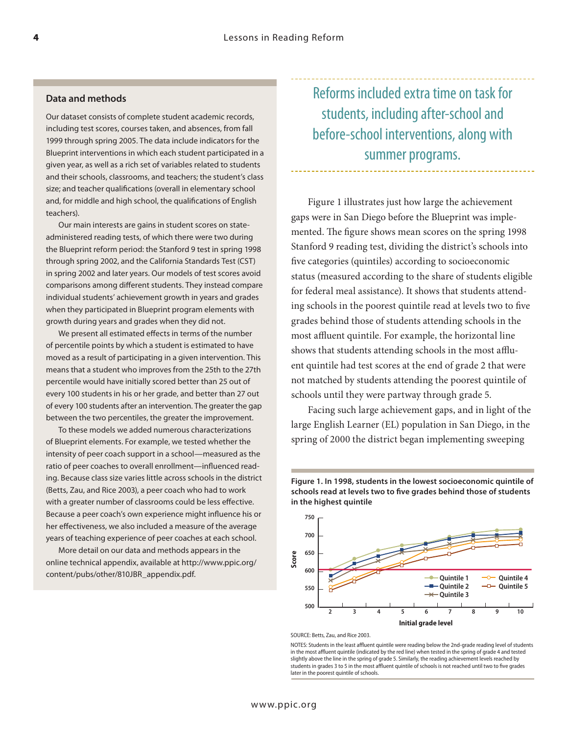## Data and methods

Our dataset consists of complete student academic records, including test scores, courses taken, and absences, from fall 1999 through spring 2005. The data include indicators for the Blueprint interventions in which each student participated in a given year, as well as a rich set of variables related to students and their schools, classrooms, and teachers; the student's class size; and teacher qualifications (overall in elementary school and, for middle and high school, the qualifications of English teachers).

Our main interests are gains in student scores on state-administered reading tests, of which there were two during the Blueprint reform period: the Stanford 9 test in spring 1998 through spring 2002, and the California Standards Test (CST) in spring 2002 and later years. Our models of test scores avoid comparisons among different students. They instead compare individual students' achievement growth in years and grades when they participated in Blueprint program elements with growth during years and grades when they did not.

We present all estimated effects in terms of the number of percentile points by which a student is estimated to have moved as a result of participating in a given intervention. This means that a student who improves from the 25th to the 27th percentile would have initially scored better than 25 out of every 100 students in his or her grade, and better than 27 out of every 100 students after an intervention. The greater the gap between the two percentiles, the greater the improvement.

To these models we added numerous characterizations of Blueprint elements. For example, we tested whether the intensity of peer coach support in a school—measured as the ratio of peer coaches to overall enrollment—influenced reading. Because class size varies little across schools in the district (Betts, Zau, and Rice 2003), a peer coach who had to work with a greater number of classrooms could be less effective. Because a peer coach's own experience might influence his or her effectiveness, we also included a measure of the average years of teaching experience of peer coaches at each school.

More detail on our data and methods appears in the online technical appendix, available at http://www.ppic.org/content/pubs/other/810JBR_appendix.pdf.

Reforms included extra time on task for students, including after-school and before-school interventions, along with summer programs.

Figure 1 illustrates just how large the achievement gaps were in San Diego before the Blueprint was implemented. The figure shows mean scores on the spring 1998 Stanford 9 reading test, dividing the district's schools into five categories (quintiles) according to socioeconomic status (measured according to the share of students eligible for federal meal assistance). It shows that students attending schools in the poorest quintile read at levels two to five grades behind those of students attending schools in the most affluent quintile. For example, the horizontal line shows that students attending schools in the most affluent quintile had test scores at the end of grade 2 that were not matched by students attending the poorest quintile of schools until they were partway through grade 5.

Facing such large achievement gaps, and in light of the large English Learner (EL) population in San Diego, in the spring of 2000 the district began implementing sweeping

**Figure 1. In 1998, students in the lowest socioeconomic quintile of schools read at levels two to five grades behind those of students in the highest quintile**

SOURCE: Betts, Zau, and Rice 2003.

NOTES: Students in the least affluent quintile were reading below the 2nd-grade reading level of students in the most affluent quintile (indicated by the red line) when tested in the spring of grade 4 and tested slightly above the line in the spring of grade 5. Similarly, the reading achievement levels reached by students in grades 3 to 5 in the most affluent quintile of schools is not reached until two to five grades later in the poorest quintile of schools.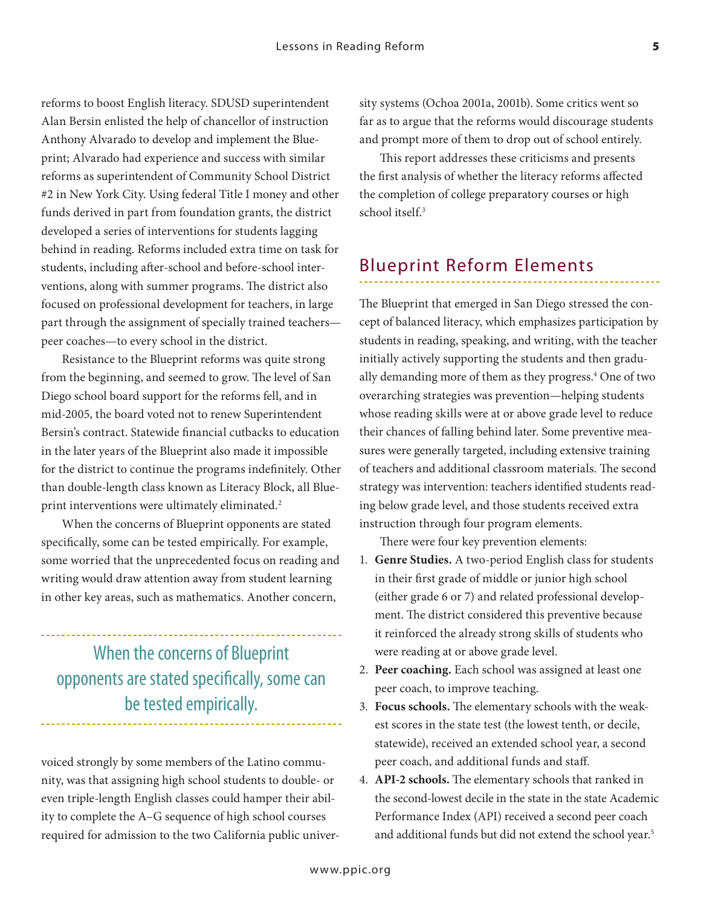reforms to boost English literacy. SDUSD superintendent Alan Bersin enlisted the help of chancellor of instruction Anthony Alvarado to develop and implement the Blueprint; Alvarado had experience and success with similar reforms as superintendent of Community School District #2 in New York City. Using federal Title I money and other funds derived in part from foundation grants, the district developed a series of interventions for students lagging behind in reading. Reforms included extra time on task for students, including after-school and before-school interventions, along with summer programs. The district also focused on professional development for teachers, in large part through the assignment of specially trained teachers—peer coaches—to every school in the district.

Resistance to the Blueprint reforms was quite strong from the beginning, and seemed to grow. The level of San Diego school board support for the reforms fell, and in mid-2005, the board voted not to renew Superintendent Bersin's contract. Statewide financial cutbacks to education in the later years of the Blueprint also made it impossible for the district to continue the programs indefinitely. Other than double-length class known as Literacy Block, all Blueprint interventions were ultimately eliminated.[2]

When the concerns of Blueprint opponents are stated specifically, some can be tested empirically. For example, some worried that the unprecedented focus on reading and writing would draw attention away from student learning in other key areas, such as mathematics. Another concern, voiced strongly by some members of the Latino community, was that assigning high school students to double- or even triple-length English classes could hamper their ability to complete the A–G sequence of high school courses required for admission to the two California public university systems (Ochoa 2001a, 2001b). Some critics went so far as to argue that the reforms would discourage students and prompt more of them to drop out of school entirely.

> When the concerns of Blueprint opponents are stated specifically, some can be tested empirically.

This report addresses these criticisms and presents the first analysis of whether the literacy reforms affected the completion of college preparatory courses or high school itself.[3]

## Blueprint Reform Elements

The Blueprint that emerged in San Diego stressed the concept of balanced literacy, which emphasizes participation by students in reading, speaking, and writing, with the teacher initially actively supporting the students and then gradually demanding more of them as they progress.[4] One of two overarching strategies was prevention—helping students whose reading skills were at or above grade level to reduce their chances of falling behind later. Some preventive measures were generally targeted, including extensive training of teachers and additional classroom materials. The second strategy was intervention: teachers identified students reading below grade level, and those students received extra instruction through four program elements.

There were four key prevention elements:

1. **Genre Studies.** A two-period English class for students in their first grade of middle or junior high school (either grade 6 or 7) and related professional development. The district considered this preventive because it reinforced the already strong skills of students who were reading at or above grade level.
2. **Peer coaching.** Each school was assigned at least one peer coach, to improve teaching.
3. **Focus schools.** The elementary schools with the weakest scores in the state test (the lowest tenth, or decile, statewide), received an extended school year, a second peer coach, and additional funds and staff.
4. **API-2 schools.** The elementary schools that ranked in the second-lowest decile in the state in the state Academic Performance Index (API) received a second peer coach and additional funds but did not extend the school year.[5]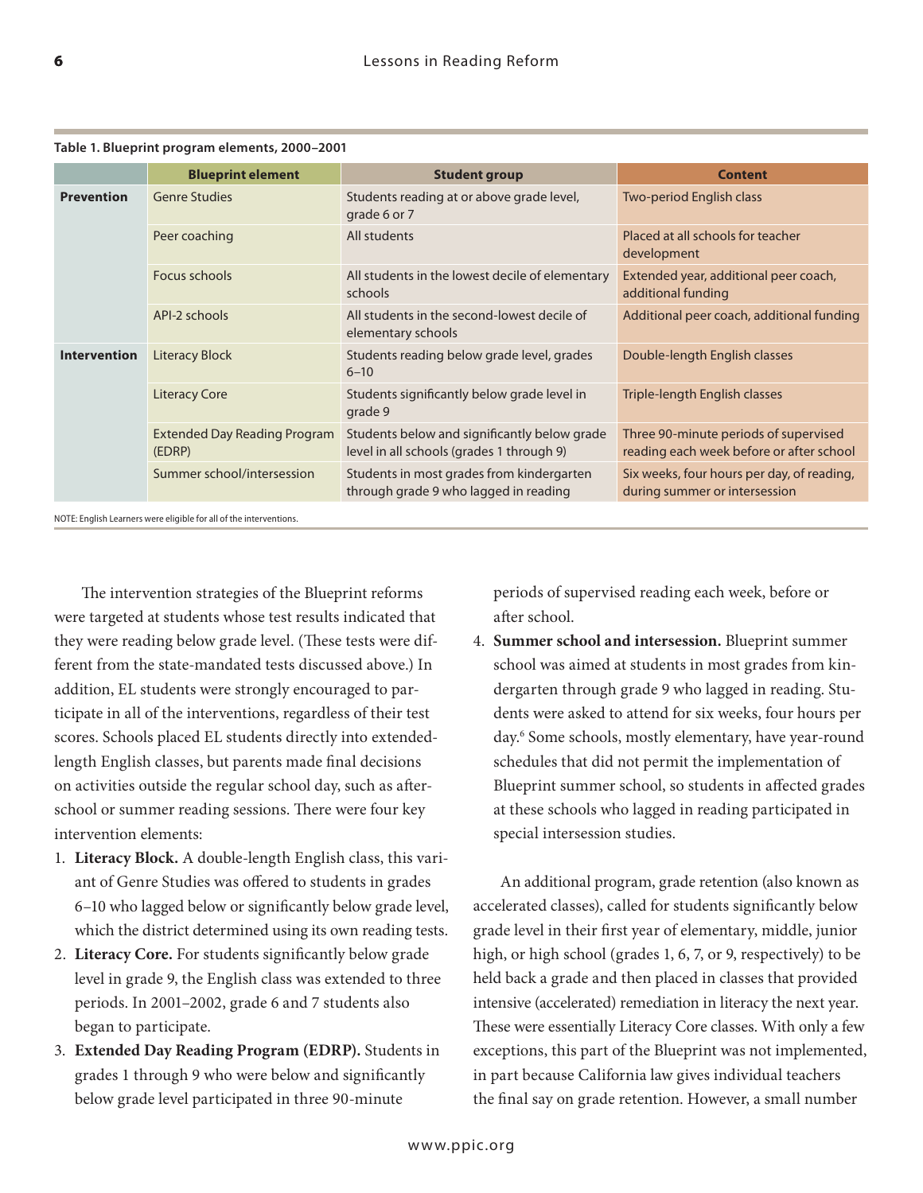**Table 1. Blueprint program elements, 2000–2001**

| | Blueprint element | Student group | Content |
|---|---|---|---|
| **Prevention** | Genre Studies | Students reading at or above grade level, grade 6 or 7 | Two-period English class |
| | Peer coaching | All students | Placed at all schools for teacher development |
| | Focus schools | All students in the lowest decile of elementary schools | Extended year, additional peer coach, additional funding |
| | API-2 schools | All students in the second-lowest decile of elementary schools | Additional peer coach, additional funding |
| **Intervention** | Literacy Block | Students reading below grade level, grades 6–10 | Double-length English classes |
| | Literacy Core | Students significantly below grade level in grade 9 | Triple-length English classes |
| | Extended Day Reading Program (EDRP) | Students below and significantly below grade level in all schools (grades 1 through 9) | Three 90-minute periods of supervised reading each week before or after school |
| | Summer school/intersession | Students in most grades from kindergarten through grade 9 who lagged in reading | Six weeks, four hours per day, of reading, during summer or intersession |

NOTE: English Learners were eligible for all of the interventions.

The intervention strategies of the Blueprint reforms were targeted at students whose test results indicated that they were reading below grade level. (These tests were different from the state-mandated tests discussed above.) In addition, EL students were strongly encouraged to participate in all of the interventions, regardless of their test scores. Schools placed EL students directly into extended-length English classes, but parents made final decisions on activities outside the regular school day, such as after-school or summer reading sessions. There were four key intervention elements:

1. **Literacy Block.** A double-length English class, this variant of Genre Studies was offered to students in grades 6–10 who lagged below or significantly below grade level, which the district determined using its own reading tests.
2. **Literacy Core.** For students significantly below grade level in grade 9, the English class was extended to three periods. In 2001–2002, grade 6 and 7 students also began to participate.
3. **Extended Day Reading Program (EDRP).** Students in grades 1 through 9 who were below and significantly below grade level participated in three 90-minute periods of supervised reading each week, before or after school.
4. **Summer school and intersession.** Blueprint summer school was aimed at students in most grades from kindergarten through grade 9 who lagged in reading. Students were asked to attend for six weeks, four hours per day.[6] Some schools, mostly elementary, have year-round schedules that did not permit the implementation of Blueprint summer school, so students in affected grades at these schools who lagged in reading participated in special intersession studies.

An additional program, grade retention (also known as accelerated classes), called for students significantly below grade level in their first year of elementary, middle, junior high, or high school (grades 1, 6, 7, or 9, respectively) to be held back a grade and then placed in classes that provided intensive (accelerated) remediation in literacy the next year. These were essentially Literacy Core classes. With only a few exceptions, this part of the Blueprint was not implemented, in part because California law gives individual teachers the final say on grade retention. However, a small number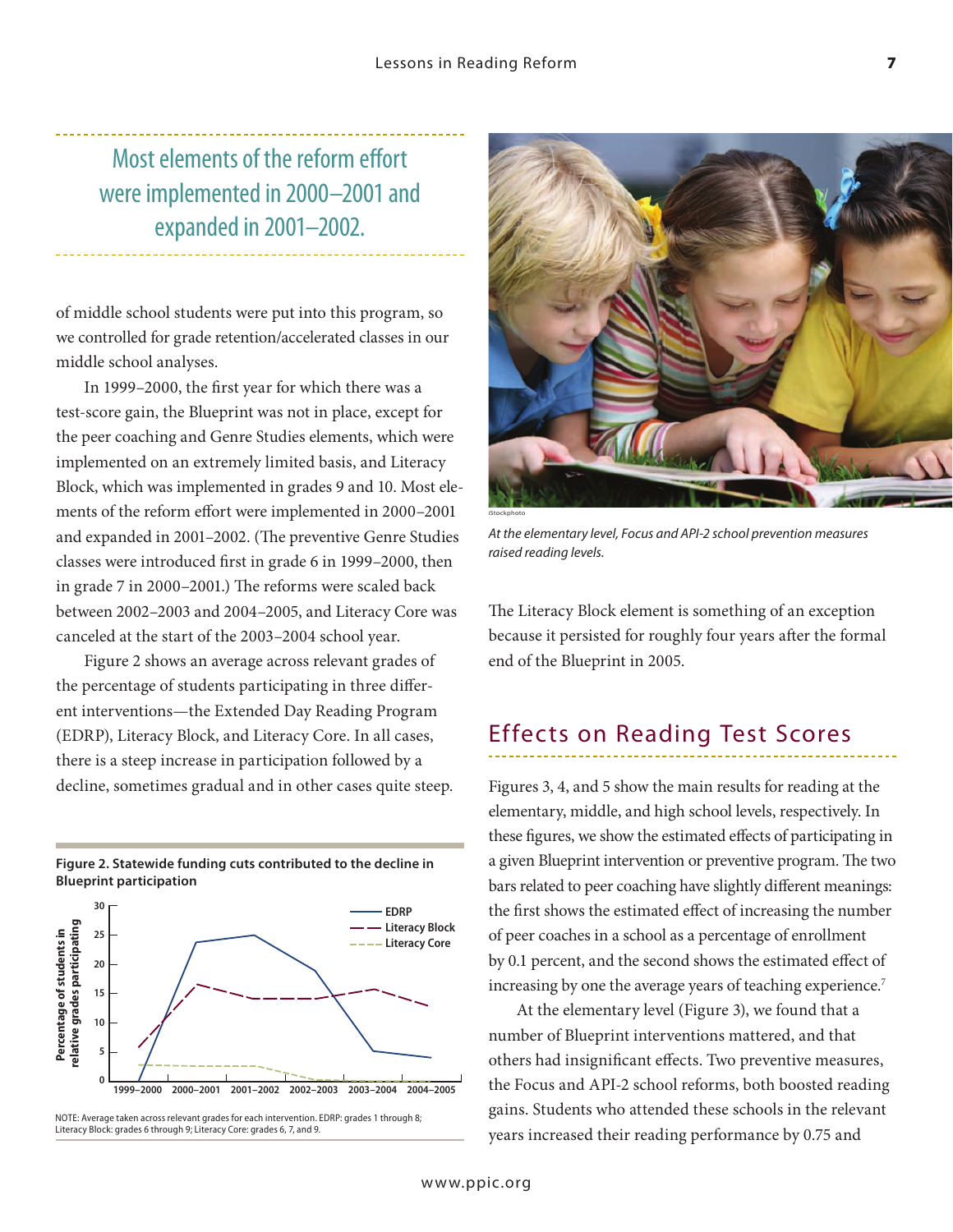## Most elements of the reform effort were implemented in 2000–2001 and expanded in 2001–2002.

of middle school students were put into this program, so we controlled for grade retention/accelerated classes in our middle school analyses.

In 1999–2000, the first year for which there was a test-score gain, the Blueprint was not in place, except for the peer coaching and Genre Studies elements, which were implemented on an extremely limited basis, and Literacy Block, which was implemented in grades 9 and 10. Most elements of the reform effort were implemented in 2000–2001 and expanded in 2001–2002. (The preventive Genre Studies classes were introduced first in grade 6 in 1999–2000, then in grade 7 in 2000–2001.) The reforms were scaled back between 2002–2003 and 2004–2005, and Literacy Core was canceled at the start of the 2003–2004 school year.

Figure 2 shows an average across relevant grades of the percentage of students participating in three different interventions—the Extended Day Reading Program (EDRP), Literacy Block, and Literacy Core. In all cases, there is a steep increase in participation followed by a decline, sometimes gradual and in other cases quite steep.

**Figure 2. Statewide funding cuts contributed to the decline in Blueprint participation**

NOTE: Average taken across relevant grades for each intervention. EDRP: grades 1 through 8; Literacy Block: grades 6 through 9; Literacy Core: grades 6, 7, and 9.

*At the elementary level, Focus and API-2 school prevention measures raised reading levels.*

The Literacy Block element is something of an exception because it persisted for roughly four years after the formal end of the Blueprint in 2005.

## Effects on Reading Test Scores

Figures 3, 4, and 5 show the main results for reading at the elementary, middle, and high school levels, respectively. In these figures, we show the estimated effects of participating in a given Blueprint intervention or preventive program. The two bars related to peer coaching have slightly different meanings: the first shows the estimated effect of increasing the number of peer coaches in a school as a percentage of enrollment by 0.1 percent, and the second shows the estimated effect of increasing by one the average years of teaching experience.[7]

At the elementary level (Figure 3), we found that a number of Blueprint interventions mattered, and that others had insignificant effects. Two preventive measures, the Focus and API-2 school reforms, both boosted reading gains. Students who attended these schools in the relevant years increased their reading performance by 0.75 and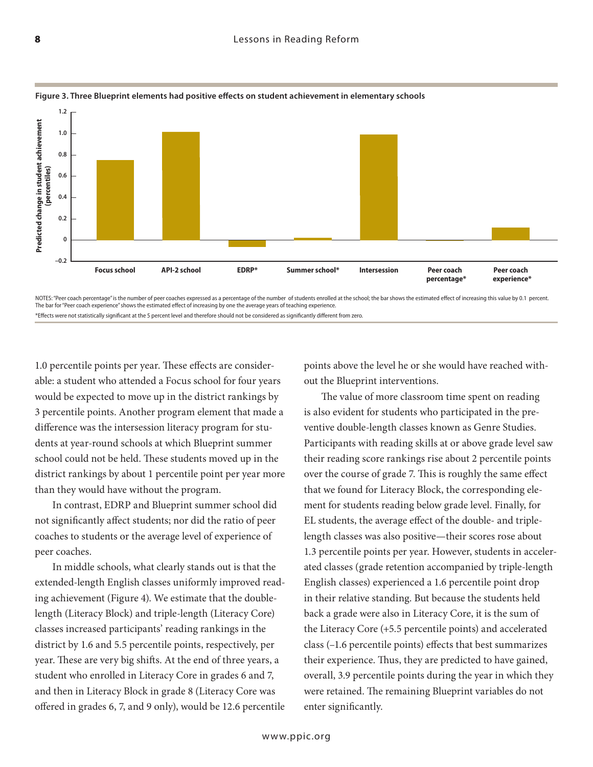**Figure 3. Three Blueprint elements had positive effects on student achievement in elementary schools**

NOTES: "Peer coach percentage" is the number of peer coaches expressed as a percentage of the number of students enrolled at the school; the bar shows the estimated effect of increasing this value by 0.1 percent. The bar for "Peer coach experience" shows the estimated effect of increasing by one the average years of teaching experience.

*Effects were not statistically significant at the 5 percent level and therefore should not be considered as significantly different from zero.

1.0 percentile points per year. These effects are considerable: a student who attended a Focus school for four years would be expected to move up in the district rankings by 3 percentile points. Another program element that made a difference was the intersession literacy program for students at year-round schools at which Blueprint summer school could not be held. These students moved up in the district rankings by about 1 percentile point per year more than they would have without the program.

In contrast, EDRP and Blueprint summer school did not significantly affect students; nor did the ratio of peer coaches to students or the average level of experience of peer coaches.

In middle schools, what clearly stands out is that the extended-length English classes uniformly improved reading achievement (Figure 4). We estimate that the double-length (Literacy Block) and triple-length (Literacy Core) classes increased participants' reading rankings in the district by 1.6 and 5.5 percentile points, respectively, per year. These are very big shifts. At the end of three years, a student who enrolled in Literacy Core in grades 6 and 7, and then in Literacy Block in grade 8 (Literacy Core was offered in grades 6, 7, and 9 only), would be 12.6 percentile points above the level he or she would have reached without the Blueprint interventions.

The value of more classroom time spent on reading is also evident for students who participated in the preventive double-length classes known as Genre Studies. Participants with reading skills at or above grade level saw their reading score rankings rise about 2 percentile points over the course of grade 7. This is roughly the same effect that we found for Literacy Block, the corresponding element for students reading below grade level. Finally, for EL students, the average effect of the double- and triple-length classes was also positive—their scores rose about 1.3 percentile points per year. However, students in accelerated classes (grade retention accompanied by triple-length English classes) experienced a 1.6 percentile point drop in their relative standing. But because the students held back a grade were also in Literacy Core, it is the sum of the Literacy Core (+5.5 percentile points) and accelerated class (–1.6 percentile points) effects that best summarizes their experience. Thus, they are predicted to have gained, overall, 3.9 percentile points during the year in which they were retained. The remaining Blueprint variables do not enter significantly.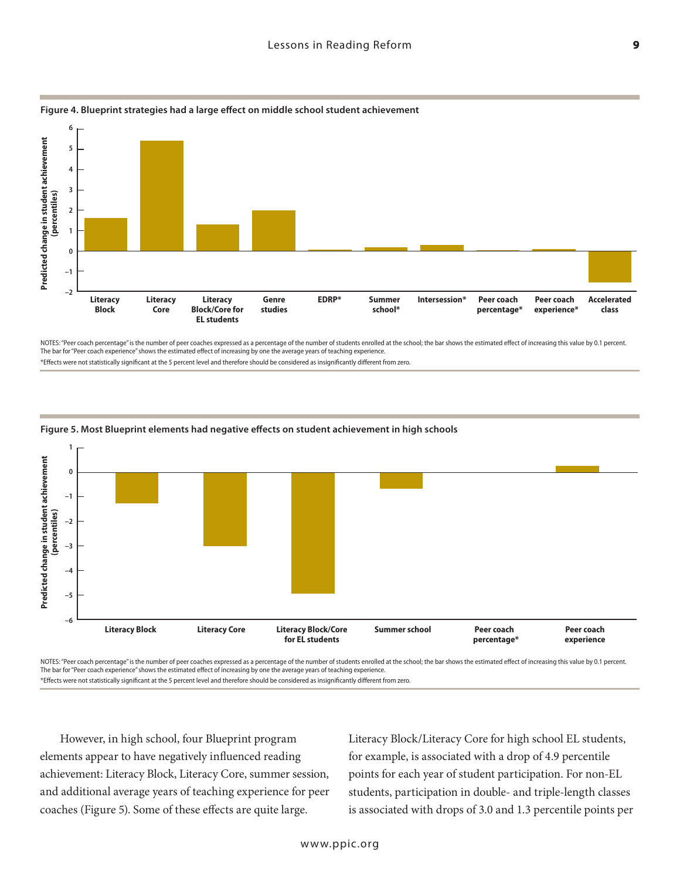**Figure 4. Blueprint strategies had a large effect on middle school student achievement**

NOTES: "Peer coach percentage" is the number of peer coaches expressed as a percentage of the number of students enrolled at the school; the bar shows the estimated effect of increasing this value by 0.1 percent. The bar for "Peer coach experience" shows the estimated effect of increasing by one the average years of teaching experience.

*Effects were not statistically significant at the 5 percent level and therefore should be considered as insignificantly different from zero.

**Figure 5. Most Blueprint elements had negative effects on student achievement in high schools**

NOTES: "Peer coach percentage" is the number of peer coaches expressed as a percentage of the number of students enrolled at the school; the bar shows the estimated effect of increasing this value by 0.1 percent. The bar for "Peer coach experience" shows the estimated effect of increasing by one the average years of teaching experience.

*Effects were not statistically significant at the 5 percent level and therefore should be considered as insignificantly different from zero.

However, in high school, four Blueprint program elements appear to have negatively influenced reading achievement: Literacy Block, Literacy Core, summer session, and additional average years of teaching experience for peer coaches (Figure 5). Some of these effects are quite large. Literacy Block/Literacy Core for high school EL students, for example, is associated with a drop of 4.9 percentile points for each year of student participation. For non-EL students, participation in double- and triple-length classes is associated with drops of 3.0 and 1.3 percentile points per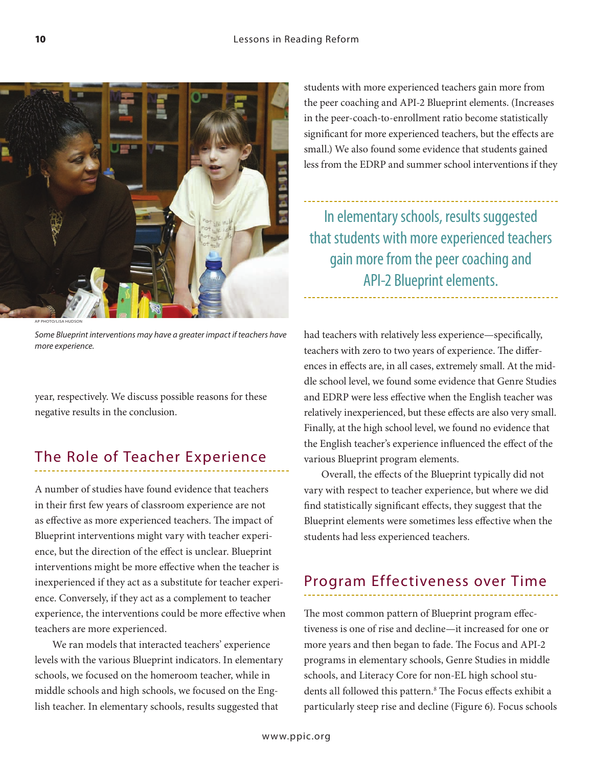AP PHOTO/LISA HUDSON

*Some Blueprint interventions may have a greater impact if teachers have more experience.*

year, respectively. We discuss possible reasons for these negative results in the conclusion.

## The Role of Teacher Experience

A number of studies have found evidence that teachers in their first few years of classroom experience are not as effective as more experienced teachers. The impact of Blueprint interventions might vary with teacher experience, but the direction of the effect is unclear. Blueprint interventions might be more effective when the teacher is inexperienced if they act as a substitute for teacher experience. Conversely, if they act as a complement to teacher experience, the interventions could be more effective when teachers are more experienced.

We ran models that interacted teachers' experience levels with the various Blueprint indicators. In elementary schools, we focused on the homeroom teacher, while in middle schools and high schools, we focused on the English teacher. In elementary schools, results suggested that students with more experienced teachers gain more from the peer coaching and API-2 Blueprint elements. (Increases in the peer-coach-to-enrollment ratio become statistically significant for more experienced teachers, but the effects are small.) We also found some evidence that students gained less from the EDRP and summer school interventions if they had teachers with relatively less experience—specifically, teachers with zero to two years of experience. The differences in effects are, in all cases, extremely small. At the middle school level, we found some evidence that Genre Studies and EDRP were less effective when the English teacher was relatively inexperienced, but these effects are also very small. Finally, at the high school level, we found no evidence that the English teacher's experience influenced the effect of the various Blueprint program elements.

> In elementary schools, results suggested that students with more experienced teachers gain more from the peer coaching and API-2 Blueprint elements.

Overall, the effects of the Blueprint typically did not vary with respect to teacher experience, but where we did find statistically significant effects, they suggest that the Blueprint elements were sometimes less effective when the students had less experienced teachers.

## Program Effectiveness over Time

The most common pattern of Blueprint program effectiveness is one of rise and decline—it increased for one or more years and then began to fade. The Focus and API-2 programs in elementary schools, Genre Studies in middle schools, and Literacy Core for non-EL high school students all followed this pattern.[8] The Focus effects exhibit a particularly steep rise and decline (Figure 6). Focus schools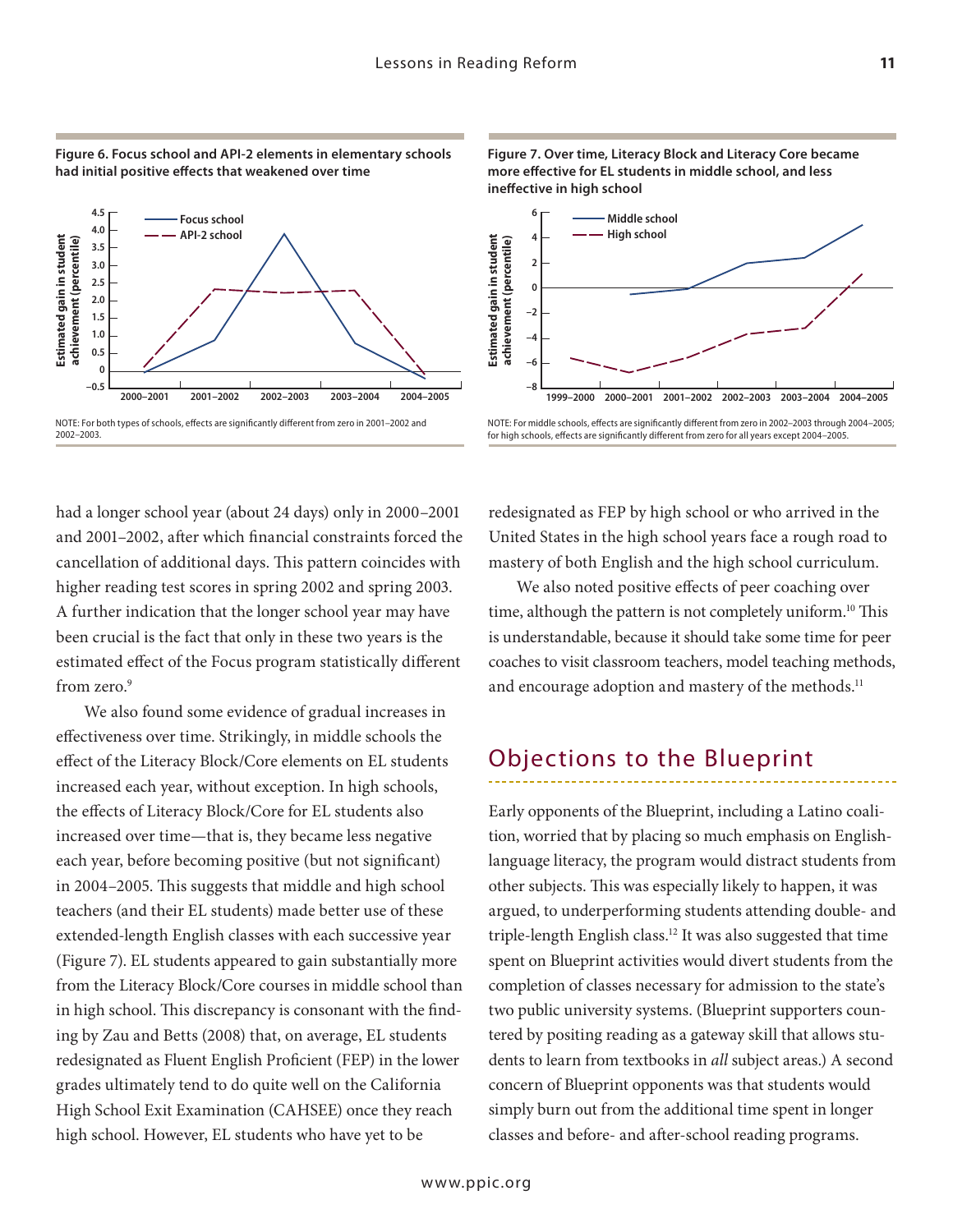**Figure 6. Focus school and API-2 elements in elementary schools had initial positive effects that weakened over time**

NOTE: For both types of schools, effects are significantly different from zero in 2001–2002 and 2002–2003.

**Figure 7. Over time, Literacy Block and Literacy Core became more effective for EL students in middle school, and less ineffective in high school**

NOTE: For middle schools, effects are significantly different from zero in 2002–2003 through 2004–2005; for high schools, effects are significantly different from zero for all years except 2004–2005.

had a longer school year (about 24 days) only in 2000–2001 and 2001–2002, after which financial constraints forced the cancellation of additional days. This pattern coincides with higher reading test scores in spring 2002 and spring 2003. A further indication that the longer school year may have been crucial is the fact that only in these two years is the estimated effect of the Focus program statistically different from zero.[9]

We also found some evidence of gradual increases in effectiveness over time. Strikingly, in middle schools the effect of the Literacy Block/Core elements on EL students increased each year, without exception. In high schools, the effects of Literacy Block/Core for EL students also increased over time—that is, they became less negative each year, before becoming positive (but not significant) in 2004–2005. This suggests that middle and high school teachers (and their EL students) made better use of these extended-length English classes with each successive year (Figure 7). EL students appeared to gain substantially more from the Literacy Block/Core courses in middle school than in high school. This discrepancy is consonant with the finding by Zau and Betts (2008) that, on average, EL students redesignated as Fluent English Proficient (FEP) in the lower grades ultimately tend to do quite well on the California High School Exit Examination (CAHSEE) once they reach high school. However, EL students who have yet to be redesignated as FEP by high school or who arrived in the United States in the high school years face a rough road to mastery of both English and the high school curriculum.

We also noted positive effects of peer coaching over time, although the pattern is not completely uniform.[10] This is understandable, because it should take some time for peer coaches to visit classroom teachers, model teaching methods, and encourage adoption and mastery of the methods.[11]

## Objections to the Blueprint

Early opponents of the Blueprint, including a Latino coalition, worried that by placing so much emphasis on English-language literacy, the program would distract students from other subjects. This was especially likely to happen, it was argued, to underperforming students attending double- and triple-length English class.[12] It was also suggested that time spent on Blueprint activities would divert students from the completion of classes necessary for admission to the state's two public university systems. (Blueprint supporters countered by positing reading as a gateway skill that allows students to learn from textbooks in *all* subject areas.) A second concern of Blueprint opponents was that students would simply burn out from the additional time spent in longer classes and before- and after-school reading programs.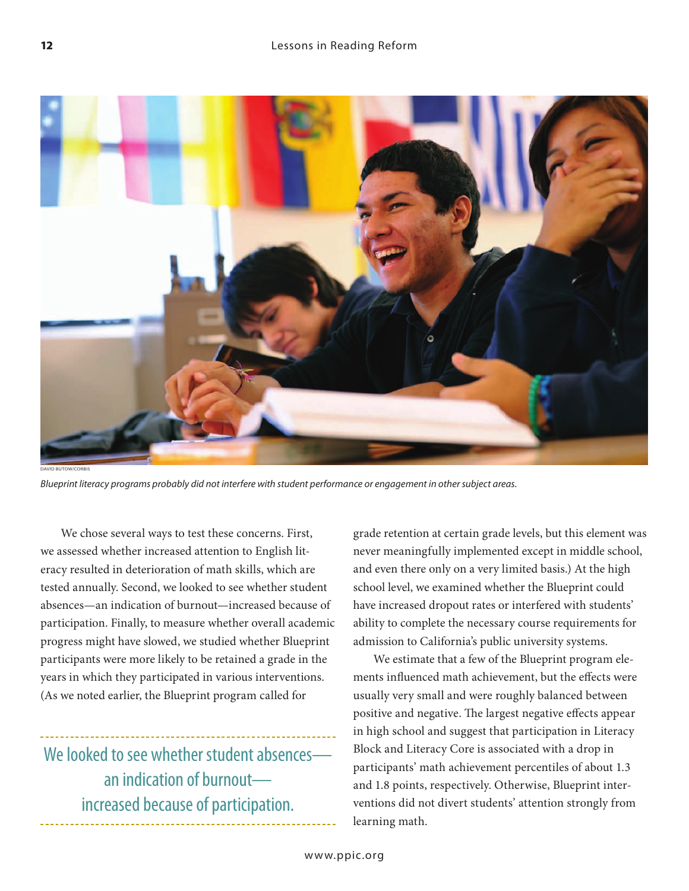DAVID BUTOW/CORBIS

*Blueprint literacy programs probably did not interfere with student performance or engagement in other subject areas.*

We chose several ways to test these concerns. First, we assessed whether increased attention to English literacy resulted in deterioration of math skills, which are tested annually. Second, we looked to see whether student absences—an indication of burnout—increased because of participation. Finally, to measure whether overall academic progress might have slowed, we studied whether Blueprint participants were more likely to be retained a grade in the years in which they participated in various interventions. (As we noted earlier, the Blueprint program called for grade retention at certain grade levels, but this element was never meaningfully implemented except in middle school, and even there only on a very limited basis.) At the high school level, we examined whether the Blueprint could have increased dropout rates or interfered with students' ability to complete the necessary course requirements for admission to California's public university systems.

> We looked to see whether student absences—an indication of burnout—increased because of participation.

We estimate that a few of the Blueprint program elements influenced math achievement, but the effects were usually very small and were roughly balanced between positive and negative. The largest negative effects appear in high school and suggest that participation in Literacy Block and Literacy Core is associated with a drop in participants' math achievement percentiles of about 1.3 and 1.8 points, respectively. Otherwise, Blueprint interventions did not divert students' attention strongly from learning math.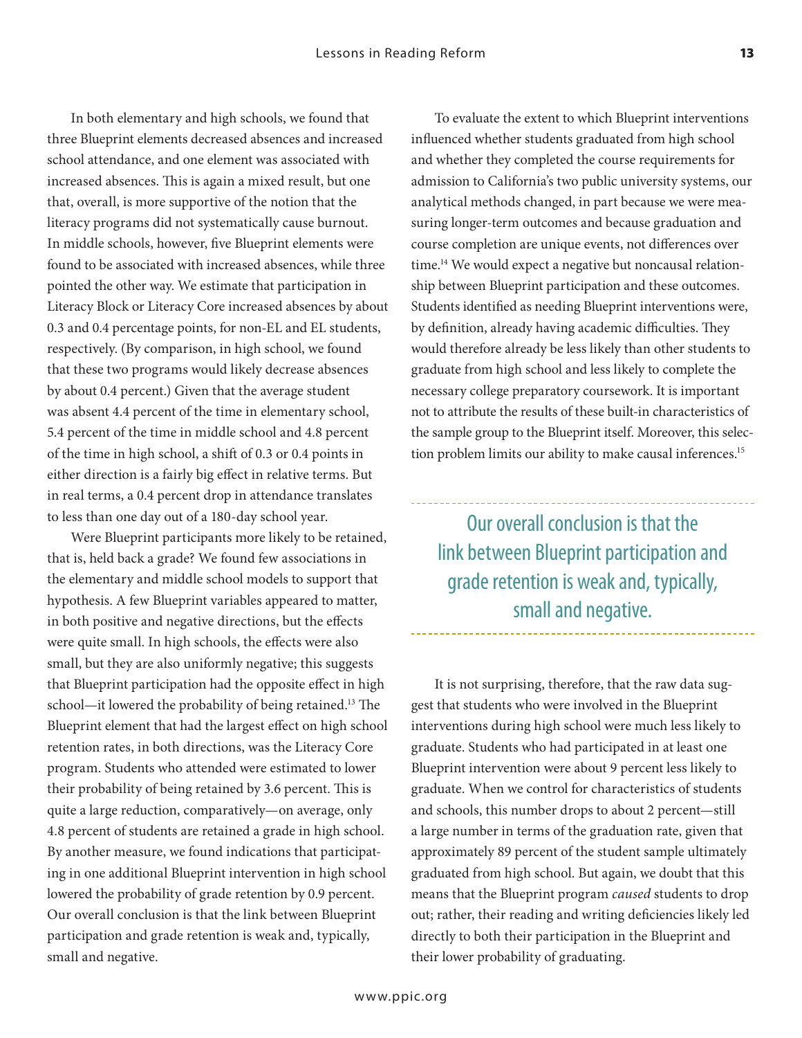In both elementary and high schools, we found that three Blueprint elements decreased absences and increased school attendance, and one element was associated with increased absences. This is again a mixed result, but one that, overall, is more supportive of the notion that the literacy programs did not systematically cause burnout. In middle schools, however, five Blueprint elements were found to be associated with increased absences, while three pointed the other way. We estimate that participation in Literacy Block or Literacy Core increased absences by about 0.3 and 0.4 percentage points, for non-EL and EL students, respectively. (By comparison, in high school, we found that these two programs would likely decrease absences by about 0.4 percent.) Given that the average student was absent 4.4 percent of the time in elementary school, 5.4 percent of the time in middle school and 4.8 percent of the time in high school, a shift of 0.3 or 0.4 points in either direction is a fairly big effect in relative terms. But in real terms, a 0.4 percent drop in attendance translates to less than one day out of a 180-day school year.

Were Blueprint participants more likely to be retained, that is, held back a grade? We found few associations in the elementary and middle school models to support that hypothesis. A few Blueprint variables appeared to matter, in both positive and negative directions, but the effects were quite small. In high schools, the effects were also small, but they are also uniformly negative; this suggests that Blueprint participation had the opposite effect in high school—it lowered the probability of being retained.[13] The Blueprint element that had the largest effect on high school retention rates, in both directions, was the Literacy Core program. Students who attended were estimated to lower their probability of being retained by 3.6 percent. This is quite a large reduction, comparatively—on average, only 4.8 percent of students are retained a grade in high school. By another measure, we found indications that participating in one additional Blueprint intervention in high school lowered the probability of grade retention by 0.9 percent. Our overall conclusion is that the link between Blueprint participation and grade retention is weak and, typically, small and negative.

To evaluate the extent to which Blueprint interventions influenced whether students graduated from high school and whether they completed the course requirements for admission to California's two public university systems, our analytical methods changed, in part because we were measuring longer-term outcomes and because graduation and course completion are unique events, not differences over time.[14] We would expect a negative but noncausal relationship between Blueprint participation and these outcomes. Students identified as needing Blueprint interventions were, by definition, already having academic difficulties. They would therefore already be less likely than other students to graduate from high school and less likely to complete the necessary college preparatory coursework. It is important not to attribute the results of these built-in characteristics of the sample group to the Blueprint itself. Moreover, this selection problem limits our ability to make causal inferences.[15]

> Our overall conclusion is that the link between Blueprint participation and grade retention is weak and, typically, small and negative.

It is not surprising, therefore, that the raw data suggest that students who were involved in the Blueprint interventions during high school were much less likely to graduate. Students who had participated in at least one Blueprint intervention were about 9 percent less likely to graduate. When we control for characteristics of students and schools, this number drops to about 2 percent—still a large number in terms of the graduation rate, given that approximately 89 percent of the student sample ultimately graduated from high school. But again, we doubt that this means that the Blueprint program *caused* students to drop out; rather, their reading and writing deficiencies likely led directly to both their participation in the Blueprint and their lower probability of graduating.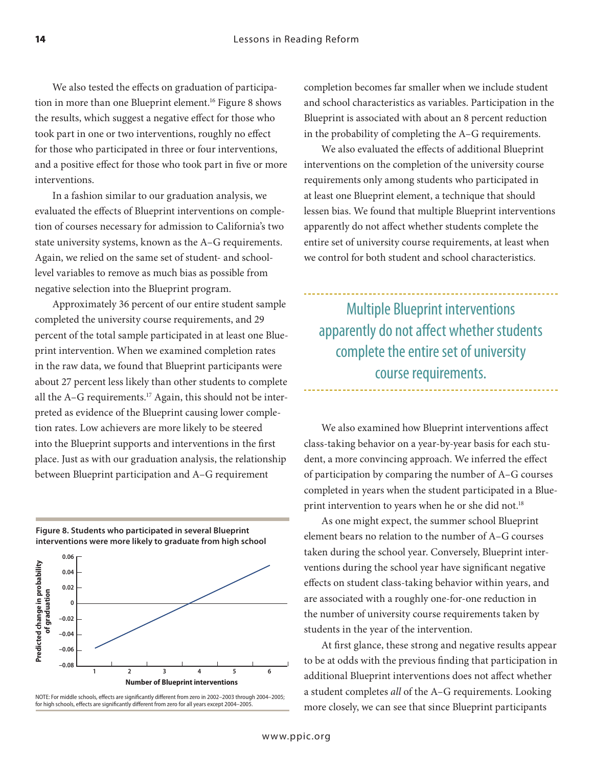We also tested the effects on graduation of participation in more than one Blueprint element.[16] Figure 8 shows the results, which suggest a negative effect for those who took part in one or two interventions, roughly no effect for those who participated in three or four interventions, and a positive effect for those who took part in five or more interventions.

In a fashion similar to our graduation analysis, we evaluated the effects of Blueprint interventions on completion of courses necessary for admission to California's two state university systems, known as the A–G requirements. Again, we relied on the same set of student- and school-level variables to remove as much bias as possible from negative selection into the Blueprint program.

Approximately 36 percent of our entire student sample completed the university course requirements, and 29 percent of the total sample participated in at least one Blueprint intervention. When we examined completion rates in the raw data, we found that Blueprint participants were about 27 percent less likely than other students to complete all the A–G requirements.[17] Again, this should not be interpreted as evidence of the Blueprint causing lower completion rates. Low achievers are more likely to be steered into the Blueprint supports and interventions in the first place. Just as with our graduation analysis, the relationship between Blueprint participation and A–G requirement completion becomes far smaller when we include student and school characteristics as variables. Participation in the Blueprint is associated with about an 8 percent reduction in the probability of completing the A–G requirements.

**Figure 8. Students who participated in several Blueprint interventions were more likely to graduate from high school**

NOTE: For middle schools, effects are significantly different from zero in 2002–2003 through 2004–2005; for high schools, effects are significantly different from zero for all years except 2004–2005.

We also evaluated the effects of additional Blueprint interventions on the completion of the university course requirements only among students who participated in at least one Blueprint element, a technique that should lessen bias. We found that multiple Blueprint interventions apparently do not affect whether students complete the entire set of university course requirements, at least when we control for both student and school characteristics.

> Multiple Blueprint interventions apparently do not affect whether students complete the entire set of university course requirements.

We also examined how Blueprint interventions affect class-taking behavior on a year-by-year basis for each student, a more convincing approach. We inferred the effect of participation by comparing the number of A–G courses completed in years when the student participated in a Blueprint intervention to years when he or she did not.[18]

As one might expect, the summer school Blueprint element bears no relation to the number of A–G courses taken during the school year. Conversely, Blueprint interventions during the school year have significant negative effects on student class-taking behavior within years, and are associated with a roughly one-for-one reduction in the number of university course requirements taken by students in the year of the intervention.

At first glance, these strong and negative results appear to be at odds with the previous finding that participation in additional Blueprint interventions does not affect whether a student completes *all* of the A–G requirements. Looking more closely, we can see that since Blueprint participants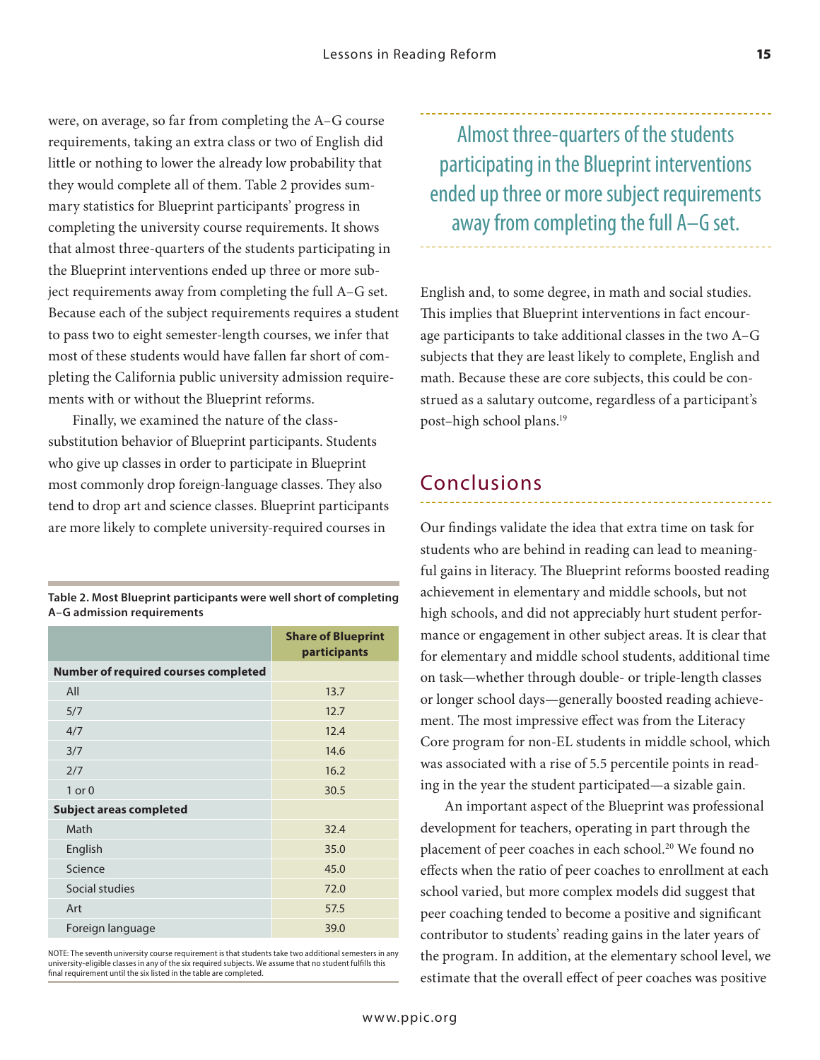were, on average, so far from completing the A–G course requirements, taking an extra class or two of English did little or nothing to lower the already low probability that they would complete all of them. Table 2 provides summary statistics for Blueprint participants' progress in completing the university course requirements. It shows that almost three-quarters of the students participating in the Blueprint interventions ended up three or more subject requirements away from completing the full A–G set. Because each of the subject requirements requires a student to pass two to eight semester-length courses, we infer that most of these students would have fallen far short of completing the California public university admission requirements with or without the Blueprint reforms.

Finally, we examined the nature of the class-substitution behavior of Blueprint participants. Students who give up classes in order to participate in Blueprint most commonly drop foreign-language classes. They also tend to drop art and science classes. Blueprint participants are more likely to complete university-required courses in English and, to some degree, in math and social studies. This implies that Blueprint interventions in fact encourage participants to take additional classes in the two A–G subjects that they are least likely to complete, English and math. Because these are core subjects, this could be construed as a salutary outcome, regardless of a participant's post–high school plans.[19]

**Table 2. Most Blueprint participants were well short of completing A–G admission requirements**

| | Share of Blueprint participants |
|---|---|
| **Number of required courses completed** | |
| All | 13.7 |
| 5/7 | 12.7 |
| 4/7 | 12.4 |
| 3/7 | 14.6 |
| 2/7 | 16.2 |
| 1 or 0 | 30.5 |
| **Subject areas completed** | |
| Math | 32.4 |
| English | 35.0 |
| Science | 45.0 |
| Social studies | 72.0 |
| Art | 57.5 |
| Foreign language | 39.0 |

NOTE: The seventh university course requirement is that students take two additional semesters in any university-eligible classes in any of the six required subjects. We assume that no student fulfills this final requirement until the six listed in the table are completed.

> Almost three-quarters of the students participating in the Blueprint interventions ended up three or more subject requirements away from completing the full A–G set.

## Conclusions

Our findings validate the idea that extra time on task for students who are behind in reading can lead to meaningful gains in literacy. The Blueprint reforms boosted reading achievement in elementary and middle schools, but not high schools, and did not appreciably hurt student performance or engagement in other subject areas. It is clear that for elementary and middle school students, additional time on task—whether through double- or triple-length classes or longer school days—generally boosted reading achievement. The most impressive effect was from the Literacy Core program for non-EL students in middle school, which was associated with a rise of 5.5 percentile points in reading in the year the student participated—a sizable gain.

An important aspect of the Blueprint was professional development for teachers, operating in part through the placement of peer coaches in each school.[20] We found no effects when the ratio of peer coaches to enrollment at each school varied, but more complex models did suggest that peer coaching tended to become a positive and significant contributor to students' reading gains in the later years of the program. In addition, at the elementary school level, we estimate that the overall effect of peer coaches was positive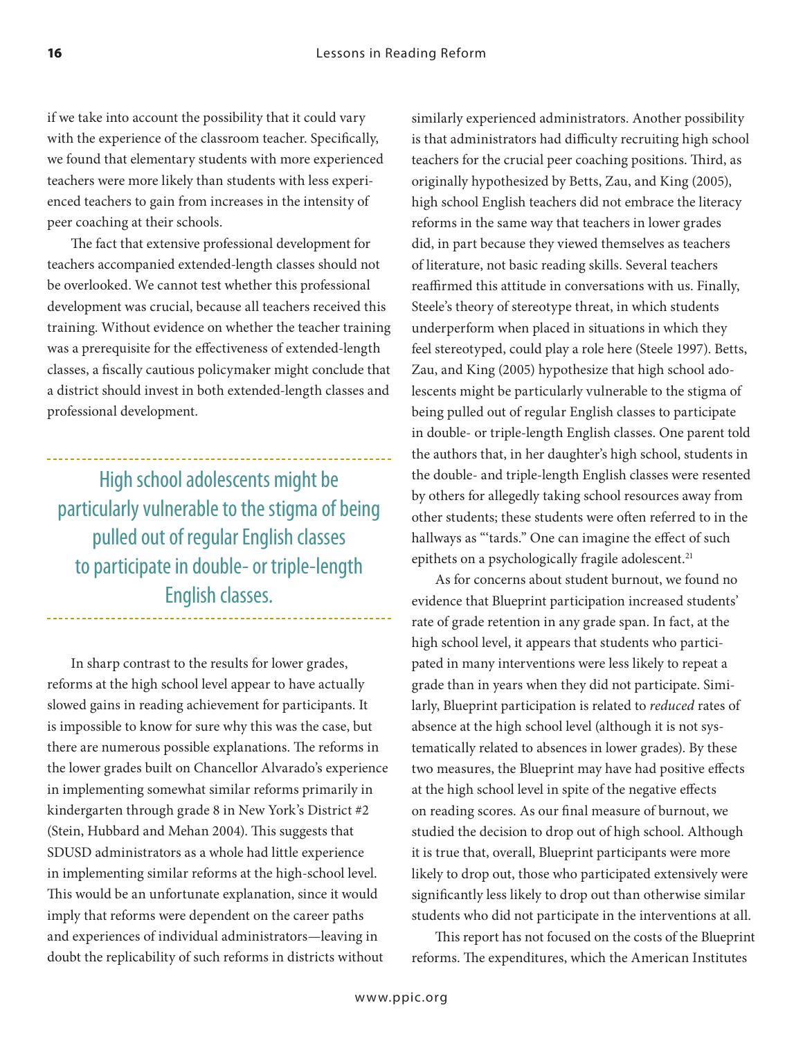if we take into account the possibility that it could vary with the experience of the classroom teacher. Specifically, we found that elementary students with more experienced teachers were more likely than students with less experienced teachers to gain from increases in the intensity of peer coaching at their schools.

The fact that extensive professional development for teachers accompanied extended-length classes should not be overlooked. We cannot test whether this professional development was crucial, because all teachers received this training. Without evidence on whether the teacher training was a prerequisite for the effectiveness of extended-length classes, a fiscally cautious policymaker might conclude that a district should invest in both extended-length classes and professional development.

> High school adolescents might be particularly vulnerable to the stigma of being pulled out of regular English classes to participate in double- or triple-length English classes.

In sharp contrast to the results for lower grades, reforms at the high school level appear to have actually slowed gains in reading achievement for participants. It is impossible to know for sure why this was the case, but there are numerous possible explanations. The reforms in the lower grades built on Chancellor Alvarado's experience in implementing somewhat similar reforms primarily in kindergarten through grade 8 in New York's District #2 (Stein, Hubbard and Mehan 2004). This suggests that SDUSD administrators as a whole had little experience in implementing similar reforms at the high-school level. This would be an unfortunate explanation, since it would imply that reforms were dependent on the career paths and experiences of individual administrators—leaving in doubt the replicability of such reforms in districts without similarly experienced administrators. Another possibility is that administrators had difficulty recruiting high school teachers for the crucial peer coaching positions. Third, as originally hypothesized by Betts, Zau, and King (2005), high school English teachers did not embrace the literacy reforms in the same way that teachers in lower grades did, in part because they viewed themselves as teachers of literature, not basic reading skills. Several teachers reaffirmed this attitude in conversations with us. Finally, Steele's theory of stereotype threat, in which students underperform when placed in situations in which they feel stereotyped, could play a role here (Steele 1997). Betts, Zau, and King (2005) hypothesize that high school adolescents might be particularly vulnerable to the stigma of being pulled out of regular English classes to participate in double- or triple-length English classes. One parent told the authors that, in her daughter's high school, students in the double- and triple-length English classes were resented by others for allegedly taking school resources away from other students; these students were often referred to in the hallways as "'tards." One can imagine the effect of such epithets on a psychologically fragile adolescent.[21]

As for concerns about student burnout, we found no evidence that Blueprint participation increased students' rate of grade retention in any grade span. In fact, at the high school level, it appears that students who participated in many interventions were less likely to repeat a grade than in years when they did not participate. Similarly, Blueprint participation is related to *reduced* rates of absence at the high school level (although it is not systematically related to absences in lower grades). By these two measures, the Blueprint may have had positive effects at the high school level in spite of the negative effects on reading scores. As our final measure of burnout, we studied the decision to drop out of high school. Although it is true that, overall, Blueprint participants were more likely to drop out, those who participated extensively were significantly less likely to drop out than otherwise similar students who did not participate in the interventions at all.

This report has not focused on the costs of the Blueprint reforms. The expenditures, which the American Institutes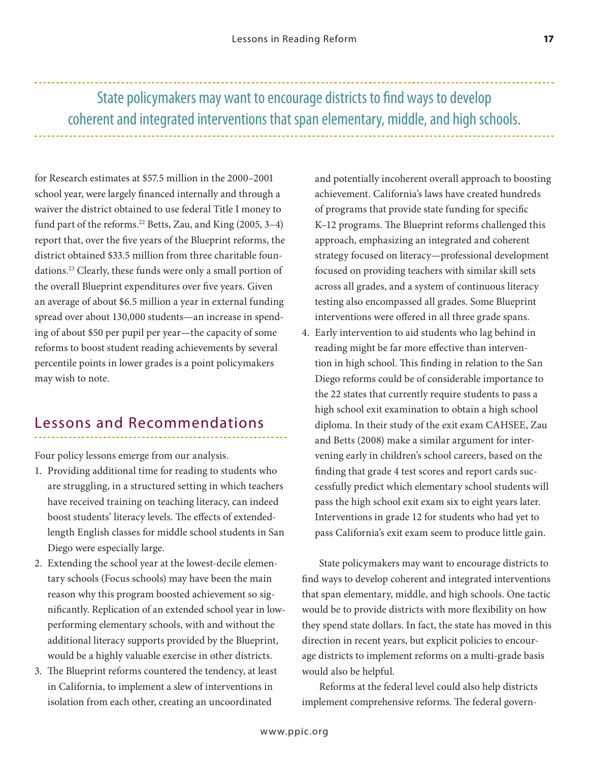State policymakers may want to encourage districts to find ways to develop coherent and integrated interventions that span elementary, middle, and high schools.

for Research estimates at $57.5 million in the 2000–2001 school year, were largely financed internally and through a waiver the district obtained to use federal Title I money to fund part of the reforms.[22] Betts, Zau, and King (2005, 3–4) report that, over the five years of the Blueprint reforms, the district obtained $33.5 million from three charitable foundations.[23] Clearly, these funds were only a small portion of the overall Blueprint expenditures over five years. Given an average of about $6.5 million a year in external funding spread over about 130,000 students—an increase in spending of about $50 per pupil per year—the capacity of some reforms to boost student reading achievements by several percentile points in lower grades is a point policymakers may wish to note.

## Lessons and Recommendations

Four policy lessons emerge from our analysis.

1. Providing additional time for reading to students who are struggling, in a structured setting in which teachers have received training on teaching literacy, can indeed boost students' literacy levels. The effects of extended-length English classes for middle school students in San Diego were especially large.
2. Extending the school year at the lowest-decile elementary schools (Focus schools) may have been the main reason why this program boosted achievement so significantly. Replication of an extended school year in low-performing elementary schools, with and without the additional literacy supports provided by the Blueprint, would be a highly valuable exercise in other districts.
3. The Blueprint reforms countered the tendency, at least in California, to implement a slew of interventions in isolation from each other, creating an uncoordinated and potentially incoherent overall approach to boosting achievement. California's laws have created hundreds of programs that provide state funding for specific K–12 programs. The Blueprint reforms challenged this approach, emphasizing an integrated and coherent strategy focused on literacy—professional development focused on providing teachers with similar skill sets across all grades, and a system of continuous literacy testing also encompassed all grades. Some Blueprint interventions were offered in all three grade spans.
4. Early intervention to aid students who lag behind in reading might be far more effective than intervention in high school. This finding in relation to the San Diego reforms could be of considerable importance to the 22 states that currently require students to pass a high school exit examination to obtain a high school diploma. In their study of the exit exam CAHSEE, Zau and Betts (2008) make a similar argument for intervening early in children's school careers, based on the finding that grade 4 test scores and report cards successfully predict which elementary school students will pass the high school exit exam six to eight years later. Interventions in grade 12 for students who had yet to pass California's exit exam seem to produce little gain.

State policymakers may want to encourage districts to find ways to develop coherent and integrated interventions that span elementary, middle, and high schools. One tactic would be to provide districts with more flexibility on how they spend state dollars. In fact, the state has moved in this direction in recent years, but explicit policies to encourage districts to implement reforms on a multi-grade basis would also be helpful.

Reforms at the federal level could also help districts implement comprehensive reforms. The federal govern-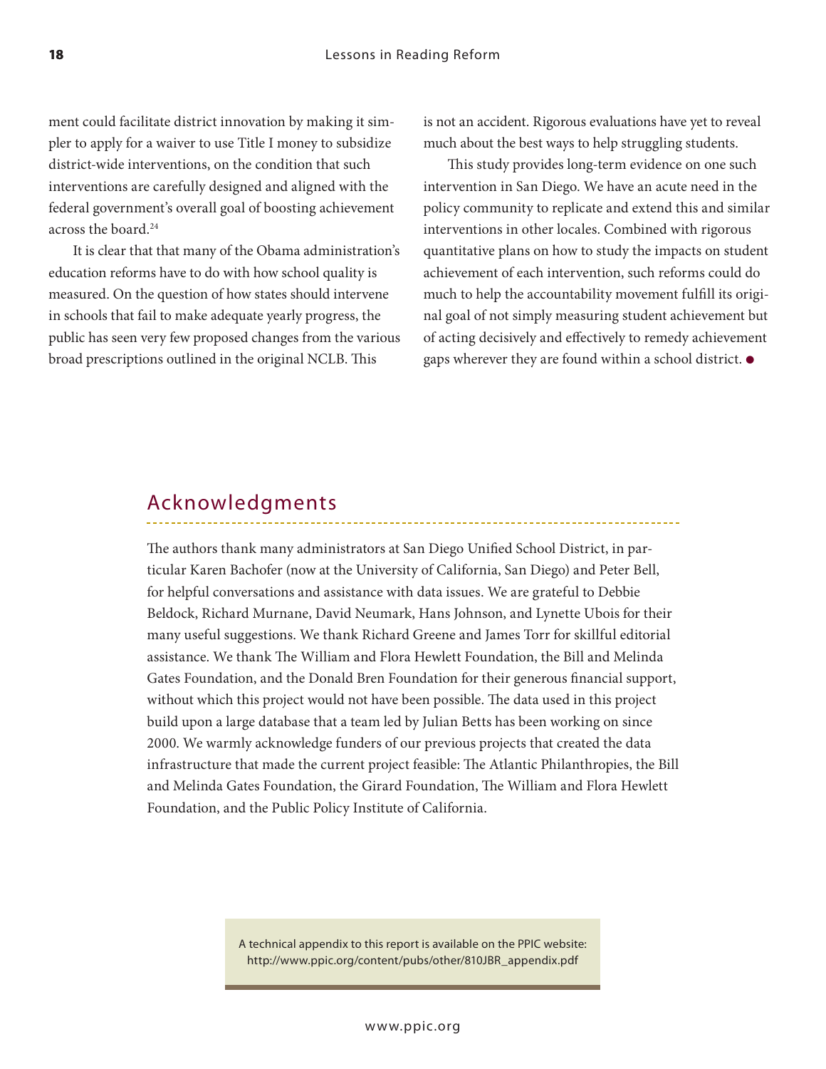ment could facilitate district innovation by making it simpler to apply for a waiver to use Title I money to subsidize district-wide interventions, on the condition that such interventions are carefully designed and aligned with the federal government's overall goal of boosting achievement across the board.[24]

It is clear that that many of the Obama administration's education reforms have to do with how school quality is measured. On the question of how states should intervene in schools that fail to make adequate yearly progress, the public has seen very few proposed changes from the various broad prescriptions outlined in the original NCLB. This is not an accident. Rigorous evaluations have yet to reveal much about the best ways to help struggling students.

This study provides long-term evidence on one such intervention in San Diego. We have an acute need in the policy community to replicate and extend this and similar interventions in other locales. Combined with rigorous quantitative plans on how to study the impacts on student achievement of each intervention, such reforms could do much to help the accountability movement fulfill its original goal of not simply measuring student achievement but of acting decisively and effectively to remedy achievement gaps wherever they are found within a school district. ●

## Acknowledgments

The authors thank many administrators at San Diego Unified School District, in particular Karen Bachofer (now at the University of California, San Diego) and Peter Bell, for helpful conversations and assistance with data issues. We are grateful to Debbie Beldock, Richard Murnane, David Neumark, Hans Johnson, and Lynette Ubois for their many useful suggestions. We thank Richard Greene and James Torr for skillful editorial assistance. We thank The William and Flora Hewlett Foundation, the Bill and Melinda Gates Foundation, and the Donald Bren Foundation for their generous financial support, without which this project would not have been possible. The data used in this project build upon a large database that a team led by Julian Betts has been working on since 2000. We warmly acknowledge funders of our previous projects that created the data infrastructure that made the current project feasible: The Atlantic Philanthropies, the Bill and Melinda Gates Foundation, the Girard Foundation, The William and Flora Hewlett Foundation, and the Public Policy Institute of California.

A technical appendix to this report is available on the PPIC website:
http://www.ppic.org/content/pubs/other/810JBR_appendix.pdf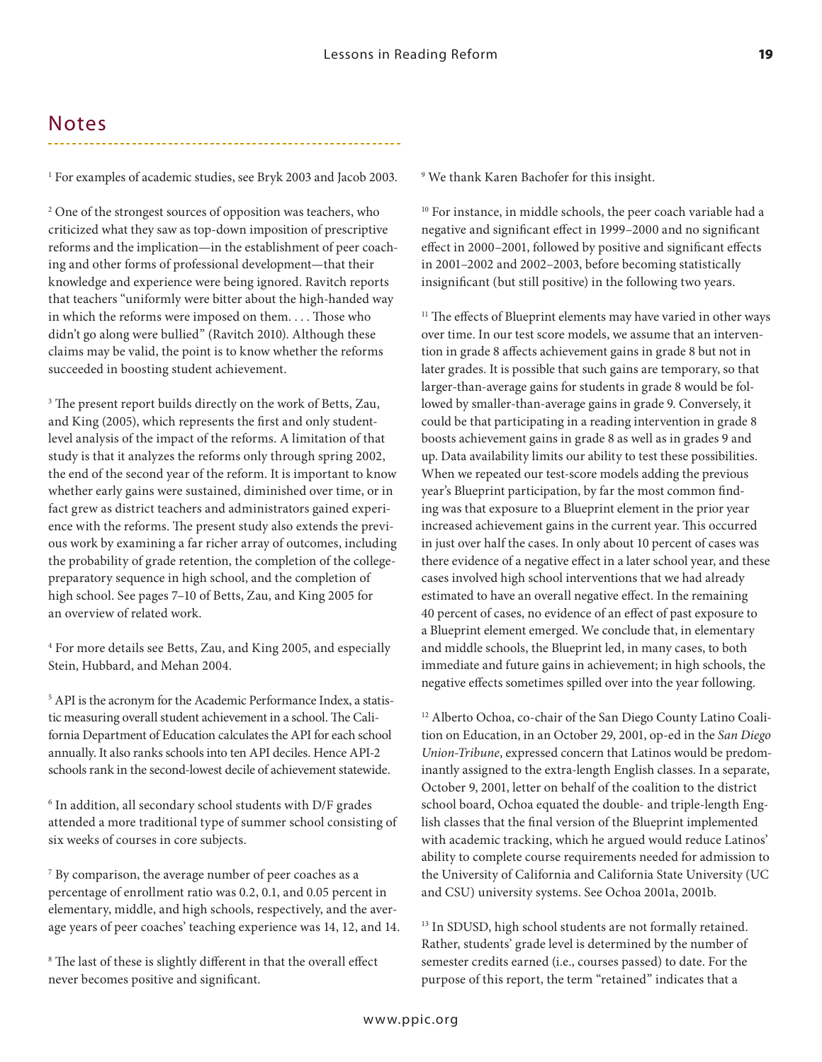## Notes

[1] For examples of academic studies, see Bryk 2003 and Jacob 2003.

[2] One of the strongest sources of opposition was teachers, who criticized what they saw as top-down imposition of prescriptive reforms and the implication—in the establishment of peer coaching and other forms of professional development—that their knowledge and experience were being ignored. Ravitch reports that teachers "uniformly were bitter about the high-handed way in which the reforms were imposed on them. . . . Those who didn't go along were bullied" (Ravitch 2010). Although these claims may be valid, the point is to know whether the reforms succeeded in boosting student achievement.

[3] The present report builds directly on the work of Betts, Zau, and King (2005), which represents the first and only student-level analysis of the impact of the reforms. A limitation of that study is that it analyzes the reforms only through spring 2002, the end of the second year of the reform. It is important to know whether early gains were sustained, diminished over time, or in fact grew as district teachers and administrators gained experience with the reforms. The present study also extends the previous work by examining a far richer array of outcomes, including the probability of grade retention, the completion of the college-preparatory sequence in high school, and the completion of high school. See pages 7–10 of Betts, Zau, and King 2005 for an overview of related work.

[4] For more details see Betts, Zau, and King 2005, and especially Stein, Hubbard, and Mehan 2004.

[5] API is the acronym for the Academic Performance Index, a statistic measuring overall student achievement in a school. The California Department of Education calculates the API for each school annually. It also ranks schools into ten API deciles. Hence API-2 schools rank in the second-lowest decile of achievement statewide.

[6] In addition, all secondary school students with D/F grades attended a more traditional type of summer school consisting of six weeks of courses in core subjects.

[7] By comparison, the average number of peer coaches as a percentage of enrollment ratio was 0.2, 0.1, and 0.05 percent in elementary, middle, and high schools, respectively, and the average years of peer coaches' teaching experience was 14, 12, and 14.

[8] The last of these is slightly different in that the overall effect never becomes positive and significant.

[9] We thank Karen Bachofer for this insight.

[10] For instance, in middle schools, the peer coach variable had a negative and significant effect in 1999–2000 and no significant effect in 2000–2001, followed by positive and significant effects in 2001–2002 and 2002–2003, before becoming statistically insignificant (but still positive) in the following two years.

[11] The effects of Blueprint elements may have varied in other ways over time. In our test score models, we assume that an intervention in grade 8 affects achievement gains in grade 8 but not in later grades. It is possible that such gains are temporary, so that larger-than-average gains for students in grade 8 would be followed by smaller-than-average gains in grade 9. Conversely, it could be that participating in a reading intervention in grade 8 boosts achievement gains in grade 8 as well as in grades 9 and up. Data availability limits our ability to test these possibilities. When we repeated our test-score models adding the previous year's Blueprint participation, by far the most common finding was that exposure to a Blueprint element in the prior year increased achievement gains in the current year. This occurred in just over half the cases. In only about 10 percent of cases was there evidence of a negative effect in a later school year, and these cases involved high school interventions that we had already estimated to have an overall negative effect. In the remaining 40 percent of cases, no evidence of an effect of past exposure to a Blueprint element emerged. We conclude that, in elementary and middle schools, the Blueprint led, in many cases, to both immediate and future gains in achievement; in high schools, the negative effects sometimes spilled over into the year following.

[12] Alberto Ochoa, co-chair of the San Diego County Latino Coalition on Education, in an October 29, 2001, op-ed in the *San Diego Union-Tribune*, expressed concern that Latinos would be predominantly assigned to the extra-length English classes. In a separate, October 9, 2001, letter on behalf of the coalition to the district school board, Ochoa equated the double- and triple-length English classes that the final version of the Blueprint implemented with academic tracking, which he argued would reduce Latinos' ability to complete course requirements needed for admission to the University of California and California State University (UC and CSU) university systems. See Ochoa 2001a, 2001b.

[13] In SDUSD, high school students are not formally retained. Rather, students' grade level is determined by the number of semester credits earned (i.e., courses passed) to date. For the purpose of this report, the term "retained" indicates that a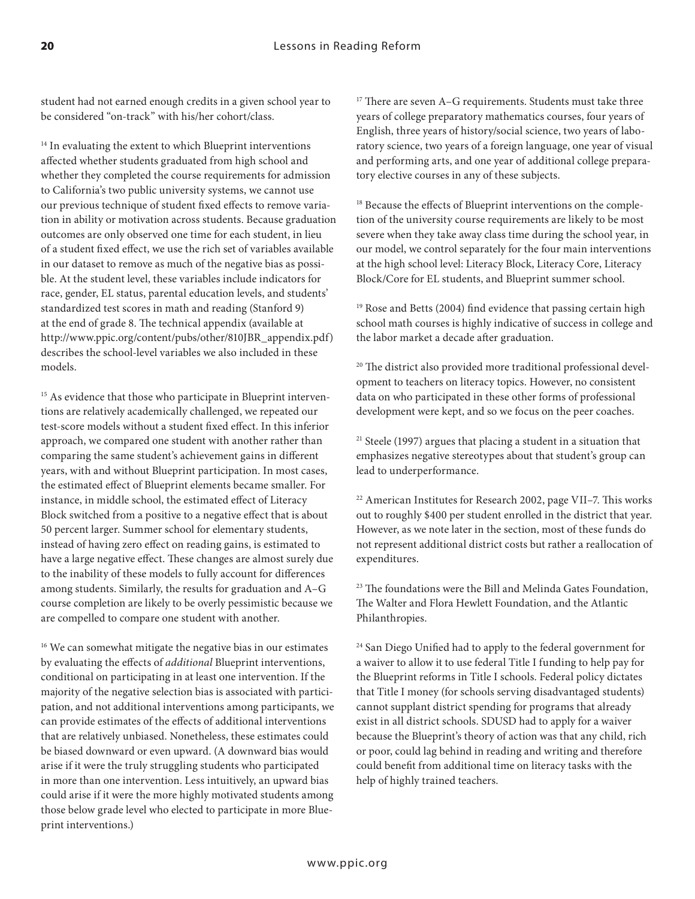student had not earned enough credits in a given school year to be considered "on-track" with his/her cohort/class.

[14] In evaluating the extent to which Blueprint interventions affected whether students graduated from high school and whether they completed the course requirements for admission to California's two public university systems, we cannot use our previous technique of student fixed effects to remove variation in ability or motivation across students. Because graduation outcomes are only observed one time for each student, in lieu of a student fixed effect, we use the rich set of variables available in our dataset to remove as much of the negative bias as possible. At the student level, these variables include indicators for race, gender, EL status, parental education levels, and students' standardized test scores in math and reading (Stanford 9) at the end of grade 8. The technical appendix (available at http://www.ppic.org/content/pubs/other/810JBR_appendix.pdf) describes the school-level variables we also included in these models.

[15] As evidence that those who participate in Blueprint interventions are relatively academically challenged, we repeated our test-score models without a student fixed effect. In this inferior approach, we compared one student with another rather than comparing the same student's achievement gains in different years, with and without Blueprint participation. In most cases, the estimated effect of Blueprint elements became smaller. For instance, in middle school, the estimated effect of Literacy Block switched from a positive to a negative effect that is about 50 percent larger. Summer school for elementary students, instead of having zero effect on reading gains, is estimated to have a large negative effect. These changes are almost surely due to the inability of these models to fully account for differences among students. Similarly, the results for graduation and A–G course completion are likely to be overly pessimistic because we are compelled to compare one student with another.

[16] We can somewhat mitigate the negative bias in our estimates by evaluating the effects of *additional* Blueprint interventions, conditional on participating in at least one intervention. If the majority of the negative selection bias is associated with participation, and not additional interventions among participants, we can provide estimates of the effects of additional interventions that are relatively unbiased. Nonetheless, these estimates could be biased downward or even upward. (A downward bias would arise if it were the truly struggling students who participated in more than one intervention. Less intuitively, an upward bias could arise if it were the more highly motivated students among those below grade level who elected to participate in more Blueprint interventions.)

[17] There are seven A–G requirements. Students must take three years of college preparatory mathematics courses, four years of English, three years of history/social science, two years of laboratory science, two years of a foreign language, one year of visual and performing arts, and one year of additional college preparatory elective courses in any of these subjects.

[18] Because the effects of Blueprint interventions on the completion of the university course requirements are likely to be most severe when they take away class time during the school year, in our model, we control separately for the four main interventions at the high school level: Literacy Block, Literacy Core, Literacy Block/Core for EL students, and Blueprint summer school.

[19] Rose and Betts (2004) find evidence that passing certain high school math courses is highly indicative of success in college and the labor market a decade after graduation.

[20] The district also provided more traditional professional development to teachers on literacy topics. However, no consistent data on who participated in these other forms of professional development were kept, and so we focus on the peer coaches.

[21] Steele (1997) argues that placing a student in a situation that emphasizes negative stereotypes about that student's group can lead to underperformance.

[22] American Institutes for Research 2002, page VII–7. This works out to roughly $400 per student enrolled in the district that year. However, as we note later in the section, most of these funds do not represent additional district costs but rather a reallocation of expenditures.

[23] The foundations were the Bill and Melinda Gates Foundation, The Walter and Flora Hewlett Foundation, and the Atlantic Philanthropies.

[24] San Diego Unified had to apply to the federal government for a waiver to allow it to use federal Title I funding to help pay for the Blueprint reforms in Title I schools. Federal policy dictates that Title I money (for schools serving disadvantaged students) cannot supplant district spending for programs that already exist in all district schools. SDUSD had to apply for a waiver because the Blueprint's theory of action was that any child, rich or poor, could lag behind in reading and writing and therefore could benefit from additional time on literacy tasks with the help of highly trained teachers.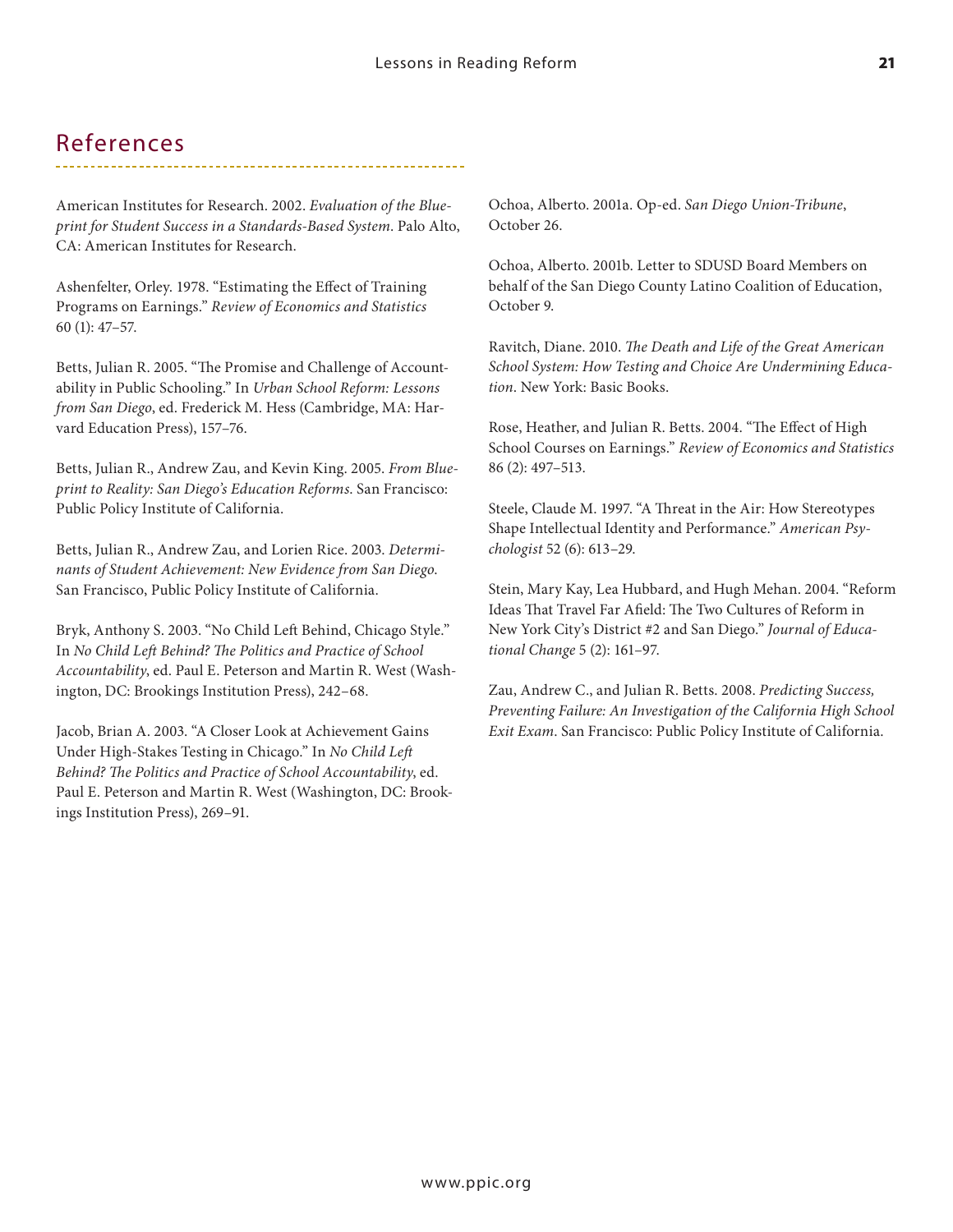## References

American Institutes for Research. 2002. *Evaluation of the Blueprint for Student Success in a Standards-Based System*. Palo Alto, CA: American Institutes for Research.

Ashenfelter, Orley. 1978. "Estimating the Effect of Training Programs on Earnings." *Review of Economics and Statistics* 60 (1): 47–57.

Betts, Julian R. 2005. "The Promise and Challenge of Accountability in Public Schooling." In *Urban School Reform: Lessons from San Diego*, ed. Frederick M. Hess (Cambridge, MA: Harvard Education Press), 157–76.

Betts, Julian R., Andrew Zau, and Kevin King. 2005. *From Blueprint to Reality: San Diego's Education Reforms*. San Francisco: Public Policy Institute of California.

Betts, Julian R., Andrew Zau, and Lorien Rice. 2003. *Determinants of Student Achievement: New Evidence from San Diego*. San Francisco, Public Policy Institute of California.

Bryk, Anthony S. 2003. "No Child Left Behind, Chicago Style." In *No Child Left Behind? The Politics and Practice of School Accountability*, ed. Paul E. Peterson and Martin R. West (Washington, DC: Brookings Institution Press), 242–68.

Jacob, Brian A. 2003. "A Closer Look at Achievement Gains Under High-Stakes Testing in Chicago." In *No Child Left Behind? The Politics and Practice of School Accountability*, ed. Paul E. Peterson and Martin R. West (Washington, DC: Brookings Institution Press), 269–91.

Ochoa, Alberto. 2001a. Op-ed. *San Diego Union-Tribune*, October 26.

Ochoa, Alberto. 2001b. Letter to SDUSD Board Members on behalf of the San Diego County Latino Coalition of Education, October 9.

Ravitch, Diane. 2010. *The Death and Life of the Great American School System: How Testing and Choice Are Undermining Education*. New York: Basic Books.

Rose, Heather, and Julian R. Betts. 2004. "The Effect of High School Courses on Earnings." *Review of Economics and Statistics* 86 (2): 497–513.

Steele, Claude M. 1997. "A Threat in the Air: How Stereotypes Shape Intellectual Identity and Performance." *American Psychologist* 52 (6): 613–29.

Stein, Mary Kay, Lea Hubbard, and Hugh Mehan. 2004. "Reform Ideas That Travel Far Afield: The Two Cultures of Reform in New York City's District #2 and San Diego." *Journal of Educational Change* 5 (2): 161–97.

Zau, Andrew C., and Julian R. Betts. 2008. *Predicting Success, Preventing Failure: An Investigation of the California High School Exit Exam*. San Francisco: Public Policy Institute of California.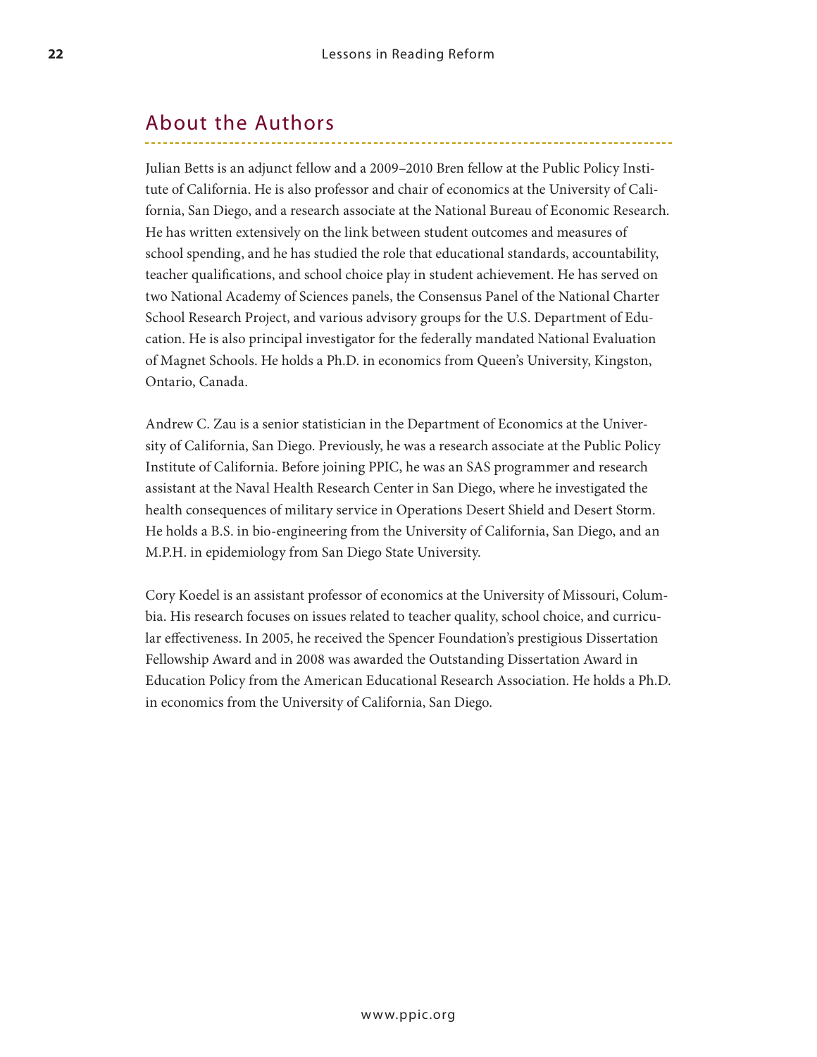## About the Authors

Julian Betts is an adjunct fellow and a 2009–2010 Bren fellow at the Public Policy Institute of California. He is also professor and chair of economics at the University of California, San Diego, and a research associate at the National Bureau of Economic Research. He has written extensively on the link between student outcomes and measures of school spending, and he has studied the role that educational standards, accountability, teacher qualifications, and school choice play in student achievement. He has served on two National Academy of Sciences panels, the Consensus Panel of the National Charter School Research Project, and various advisory groups for the U.S. Department of Education. He is also principal investigator for the federally mandated National Evaluation of Magnet Schools. He holds a Ph.D. in economics from Queen's University, Kingston, Ontario, Canada.

Andrew C. Zau is a senior statistician in the Department of Economics at the University of California, San Diego. Previously, he was a research associate at the Public Policy Institute of California. Before joining PPIC, he was an SAS programmer and research assistant at the Naval Health Research Center in San Diego, where he investigated the health consequences of military service in Operations Desert Shield and Desert Storm. He holds a B.S. in bio-engineering from the University of California, San Diego, and an M.P.H. in epidemiology from San Diego State University.

Cory Koedel is an assistant professor of economics at the University of Missouri, Columbia. His research focuses on issues related to teacher quality, school choice, and curricular effectiveness. In 2005, he received the Spencer Foundation's prestigious Dissertation Fellowship Award and in 2008 was awarded the Outstanding Dissertation Award in Education Policy from the American Educational Research Association. He holds a Ph.D. in economics from the University of California, San Diego.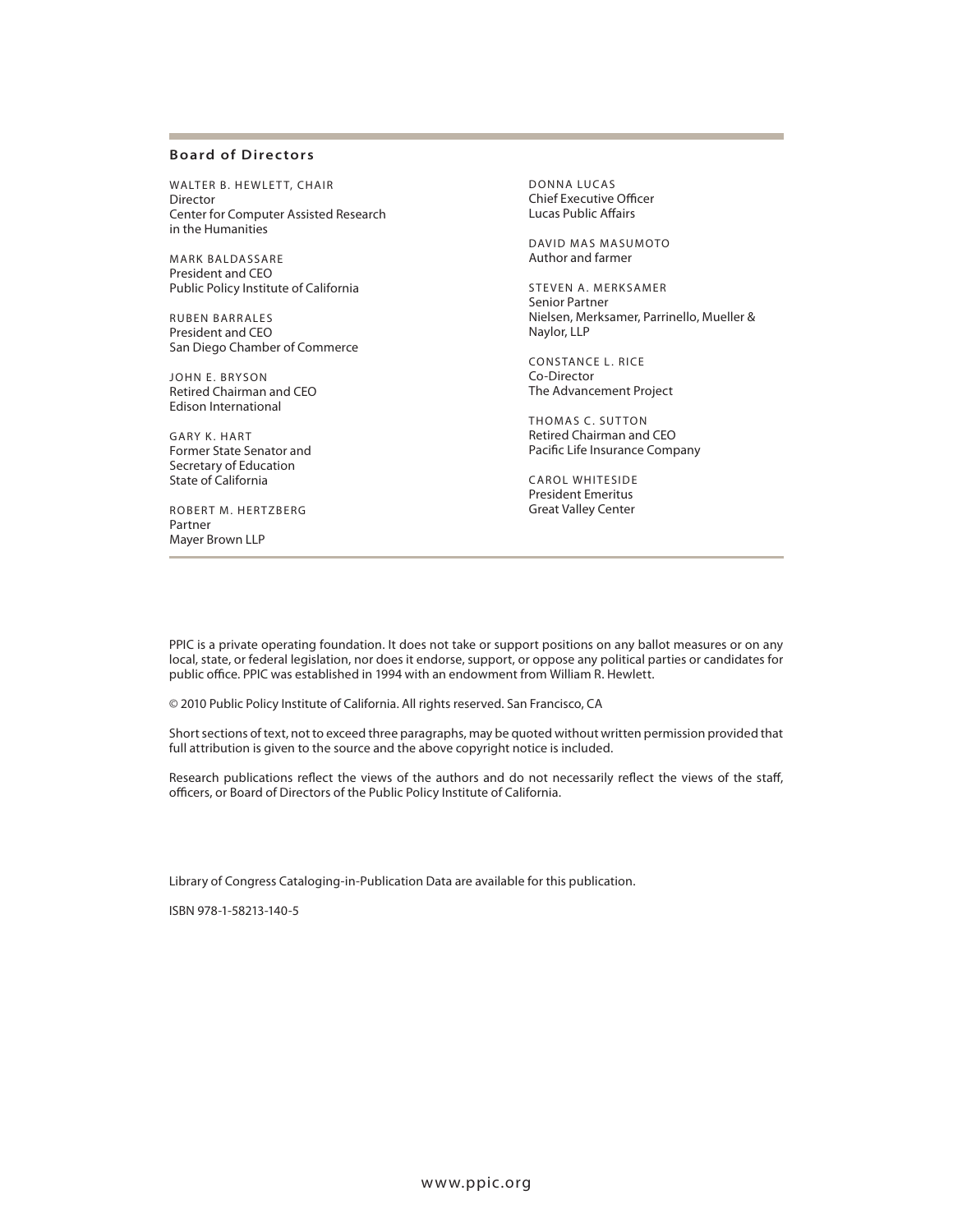## Board of Directors

WALTER B. HEWLETT, CHAIR
Director
Center for Computer Assisted Research in the Humanities

MARK BALDASSARE
President and CEO
Public Policy Institute of California

RUBEN BARRALES
President and CEO
San Diego Chamber of Commerce

JOHN E. BRYSON
Retired Chairman and CEO
Edison International

GARY K. HART
Former State Senator and Secretary of Education
State of California

ROBERT M. HERTZBERG
Partner
Mayer Brown LLP

DONNA LUCAS
Chief Executive Officer
Lucas Public Affairs

DAVID MAS MASUMOTO
Author and farmer

STEVEN A. MERKSAMER
Senior Partner
Nielsen, Merksamer, Parrinello, Mueller & Naylor, LLP

CONSTANCE L. RICE
Co-Director
The Advancement Project

THOMAS C. SUTTON
Retired Chairman and CEO
Pacific Life Insurance Company

CAROL WHITESIDE
President Emeritus
Great Valley Center

PPIC is a private operating foundation. It does not take or support positions on any ballot measures or on any local, state, or federal legislation, nor does it endorse, support, or oppose any political parties or candidates for public office. PPIC was established in 1994 with an endowment from William R. Hewlett.

© 2010 Public Policy Institute of California. All rights reserved. San Francisco, CA

Short sections of text, not to exceed three paragraphs, may be quoted without written permission provided that full attribution is given to the source and the above copyright notice is included.

Research publications reflect the views of the authors and do not necessarily reflect the views of the staff, officers, or Board of Directors of the Public Policy Institute of California.

Library of Congress Cataloging-in-Publication Data are available for this publication.

ISBN 978-1-58213-140-5

www.ppic.org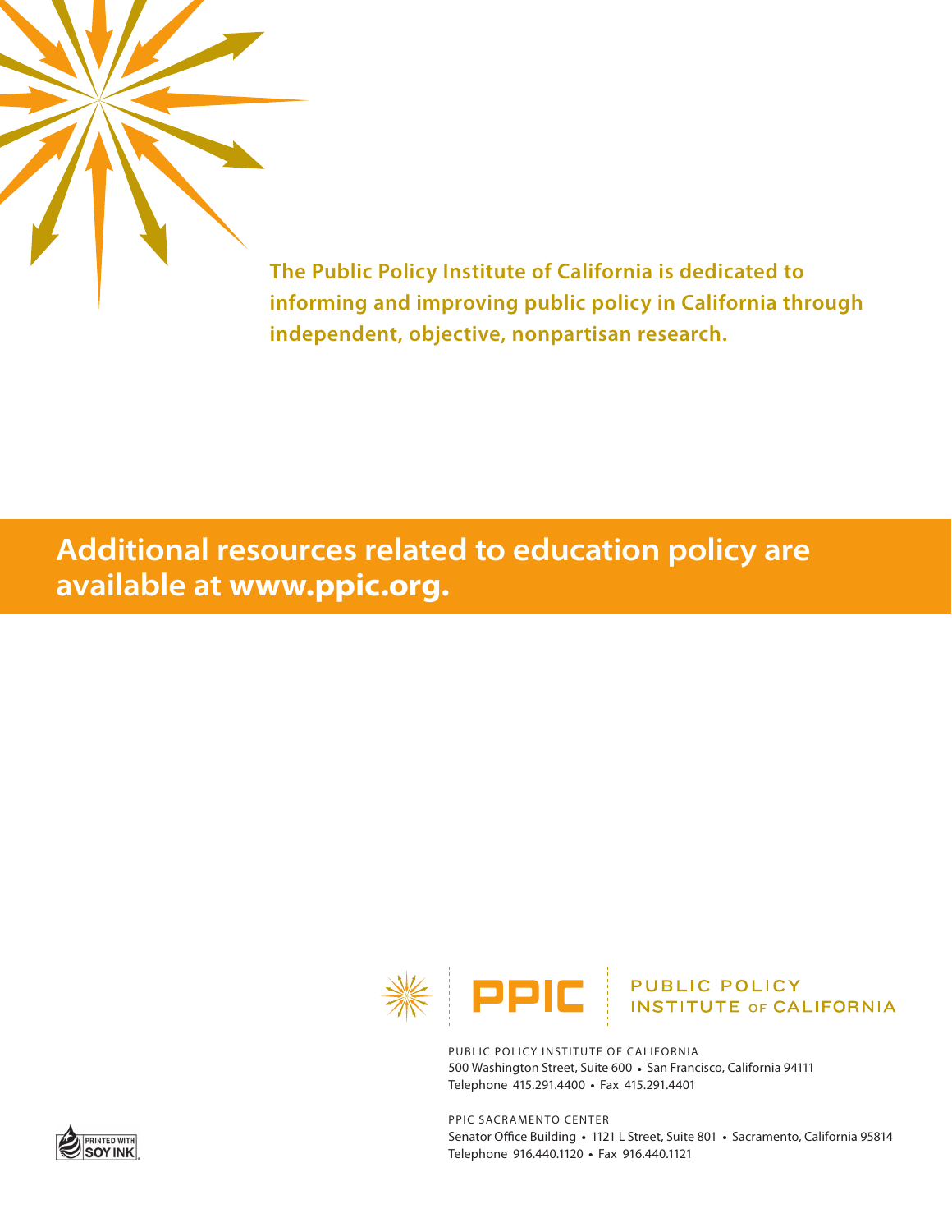**The Public Policy Institute of California is dedicated to informing and improving public policy in California through independent, objective, nonpartisan research.**

## Additional resources related to education policy are available at www.ppic.org.

PPIC | PUBLIC POLICY INSTITUTE OF CALIFORNIA

PUBLIC POLICY INSTITUTE OF CALIFORNIA
500 Washington Street, Suite 600 • San Francisco, California 94111
Telephone 415.291.4400 • Fax 415.291.4401

PPIC SACRAMENTO CENTER
Senator Office Building • 1121 L Street, Suite 801 • Sacramento, California 95814
Telephone 916.440.1120 • Fax 916.440.1121

PRINTED WITH SOY INK